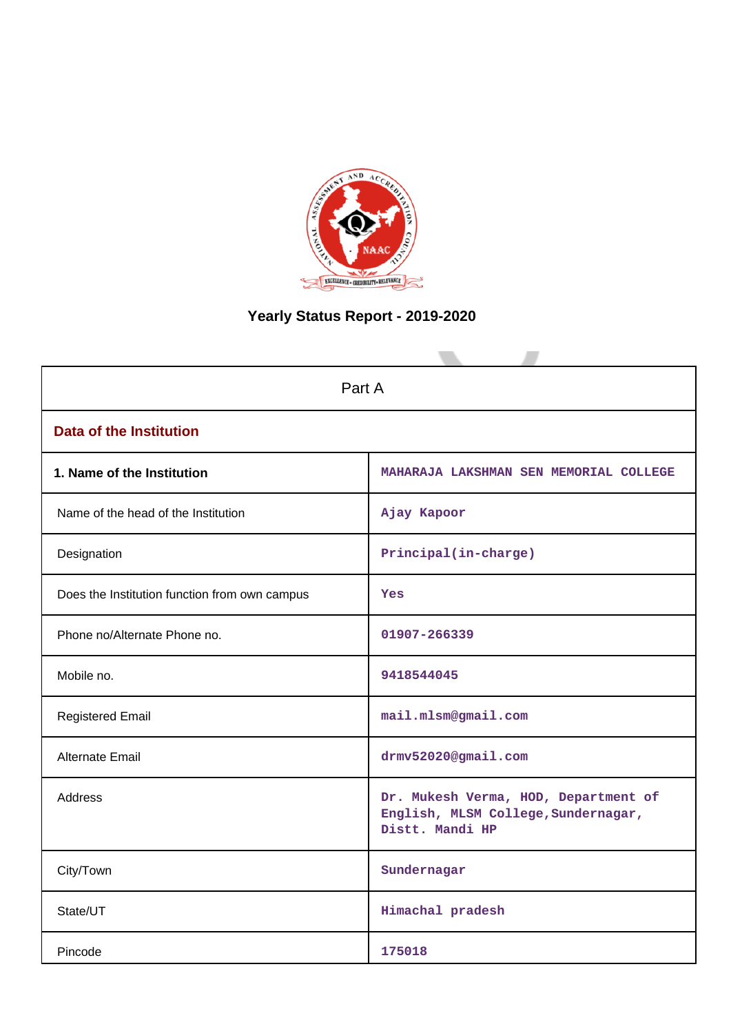# Yearly Status Report - 2019-2020

| Part A | |
|---|---|
| **Data of the Institution** | |
| **1. Name of the Institution** | MAHARAJA LAKSHMAN SEN MEMORIAL COLLEGE |
| Name of the head of the Institution | Ajay Kapoor |
| Designation | Principal(in-charge) |
| Does the Institution function from own campus | Yes |
| Phone no/Alternate Phone no. | 01907-266339 |
| Mobile no. | 9418544045 |
| Registered Email | mail.mlsm@gmail.com |
| Alternate Email | drmv52020@gmail.com |
| Address | Dr. Mukesh Verma, HOD, Department of English, MLSM College,Sundernagar, Distt. Mandi HP |
| City/Town | Sundernagar |
| State/UT | Himachal pradesh |
| Pincode | 175018 |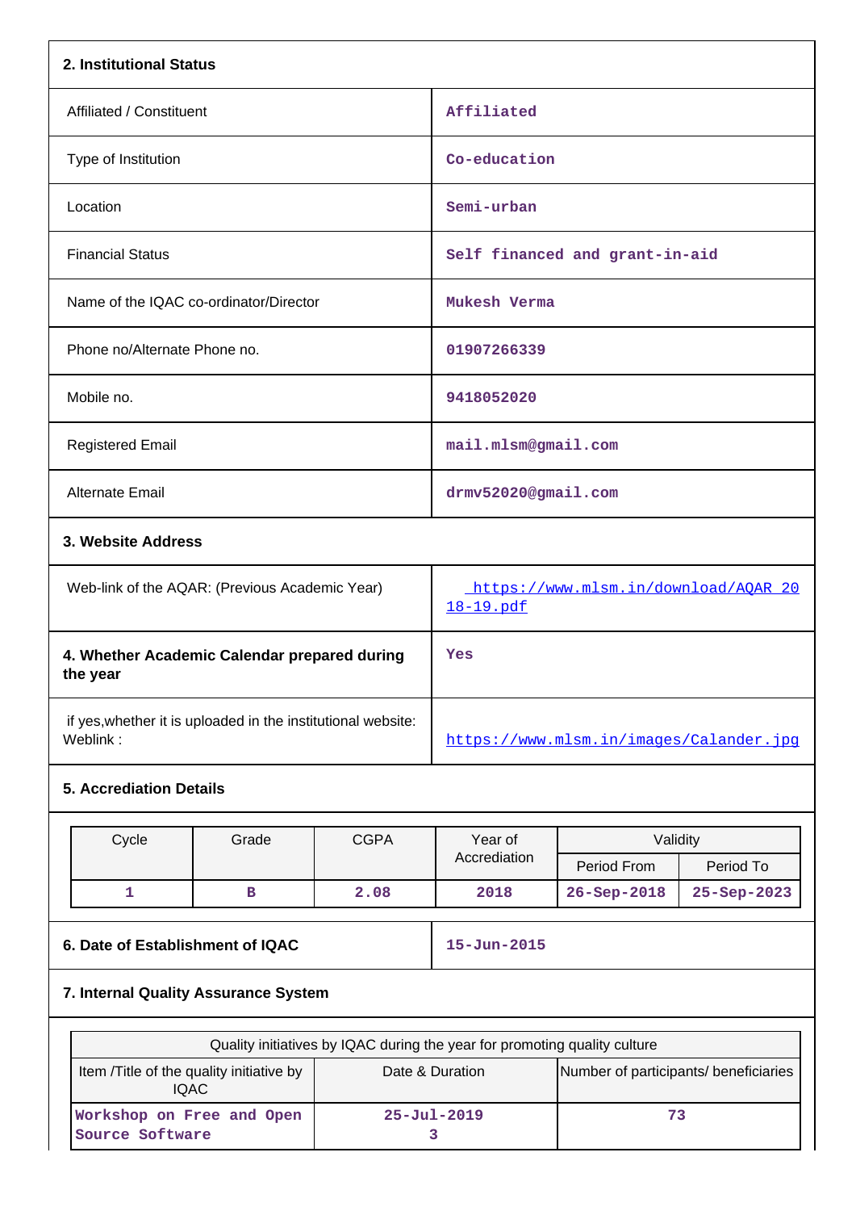### 2. Institutional Status

| | |
|---|---|
| Affiliated / Constituent | Affiliated |
| Type of Institution | Co-education |
| Location | Semi-urban |
| Financial Status | Self financed and grant-in-aid |
| Name of the IQAC co-ordinator/Director | Mukesh Verma |
| Phone no/Alternate Phone no. | 01907266339 |
| Mobile no. | 9418052020 |
| Registered Email | mail.mlsm@gmail.com |
| Alternate Email | drmv52020@gmail.com |

### 3. Website Address

| | |
|---|---|
| Web-link of the AQAR: (Previous Academic Year) | https://www.mlsm.in/download/AQAR 2018-19.pdf |
| **4. Whether Academic Calendar prepared during the year** | Yes |
| if yes,whether it is uploaded in the institutional website: Weblink : | https://www.mlsm.in/images/Calander.jpg |

### 5. Accreditation Details

| Cycle | Grade | CGPA | Year of Accrediation | Validity | |
|---|---|---|---|---|---|
| | | | | Period From | Period To |
| 1 | B | 2.08 | 2018 | 26-Sep-2018 | 25-Sep-2023 |

| | |
|---|---|
| **6. Date of Establishment of IQAC** | 15-Jun-2015 |

### 7. Internal Quality Assurance System

| Quality initiatives by IQAC during the year for promoting quality culture | | |
|---|---|---|
| Item /Title of the quality initiative by IQAC | Date & Duration | Number of participants/ beneficiaries |
| Workshop on Free and Open Source Software | 25-Jul-2019 3 | 73 |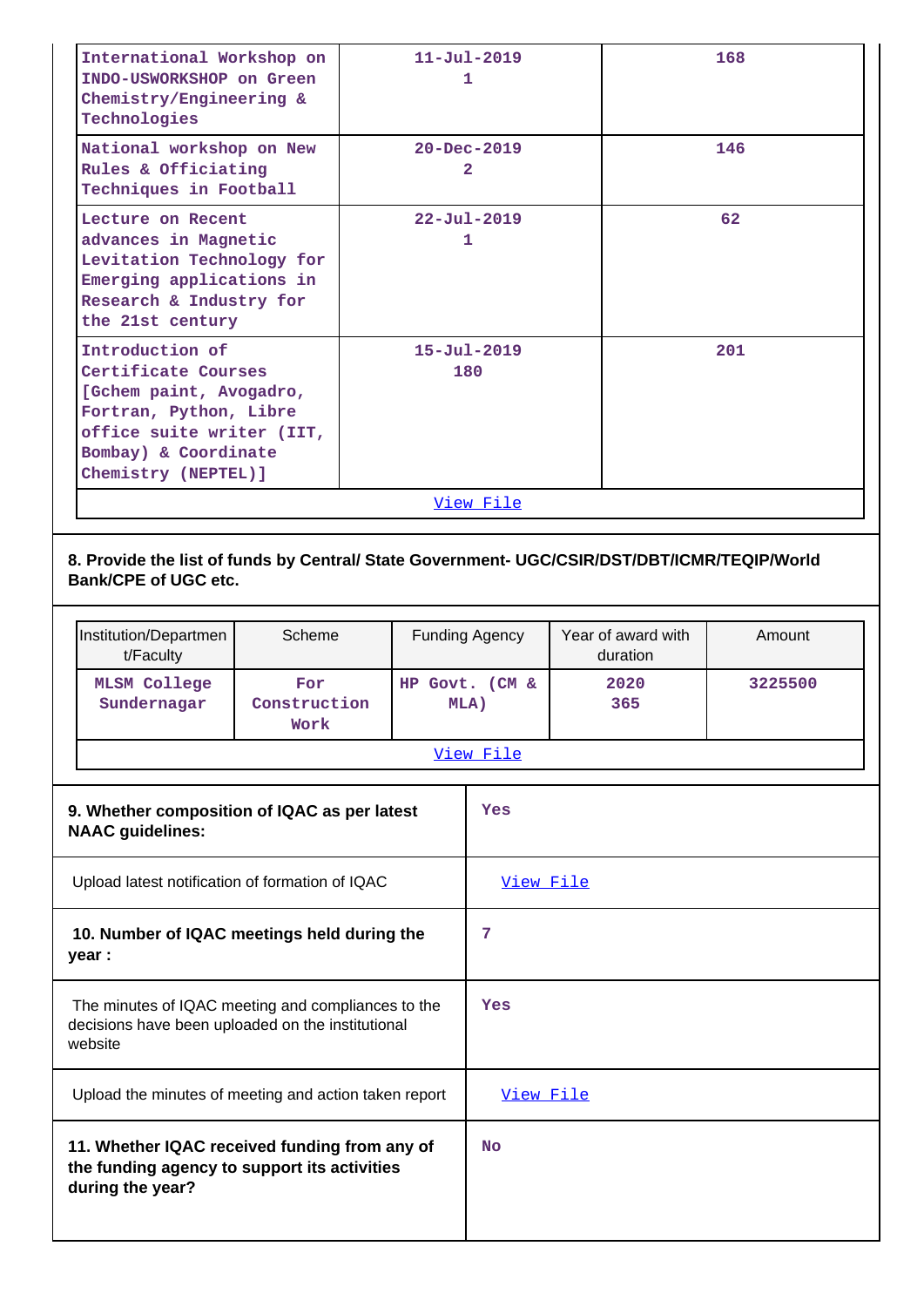| | | |
|---|---|---|
| International Workshop on INDO-USWORKSHOP on Green Chemistry/Engineering & Technologies | 11-Jul-2019 1 | 168 |
| National workshop on New Rules & Officiating Techniques in Football | 20-Dec-2019 2 | 146 |
| Lecture on Recent advances in Magnetic Levitation Technology for Emerging applications in Research & Industry for the 21st century | 22-Jul-2019 1 | 62 |
| Introduction of Certificate Courses [Gchem paint, Avogadro, Fortran, Python, Libre office suite writer (IIT, Bombay) & Coordinate Chemistry (NEPTEL)] | 15-Jul-2019 180 | 201 |
| View File | | |

**8. Provide the list of funds by Central/ State Government- UGC/CSIR/DST/DBT/ICMR/TEQIP/World Bank/CPE of UGC etc.**

| Institution/Department/Faculty | Scheme | Funding Agency | Year of award with duration | Amount |
|---|---|---|---|---|
| MLSM College Sundernagar | For Construction Work | HP Govt. (CM & MLA) | 2020 365 | 3225500 |
| View File | | | | |

| | |
|---|---|
| **9. Whether composition of IQAC as per latest NAAC guidelines:** | Yes |
| Upload latest notification of formation of IQAC | View File |
| **10. Number of IQAC meetings held during the year :** | 7 |
| The minutes of IQAC meeting and compliances to the decisions have been uploaded on the institutional website | Yes |
| Upload the minutes of meeting and action taken report | View File |
| **11. Whether IQAC received funding from any of the funding agency to support its activities during the year?** | No |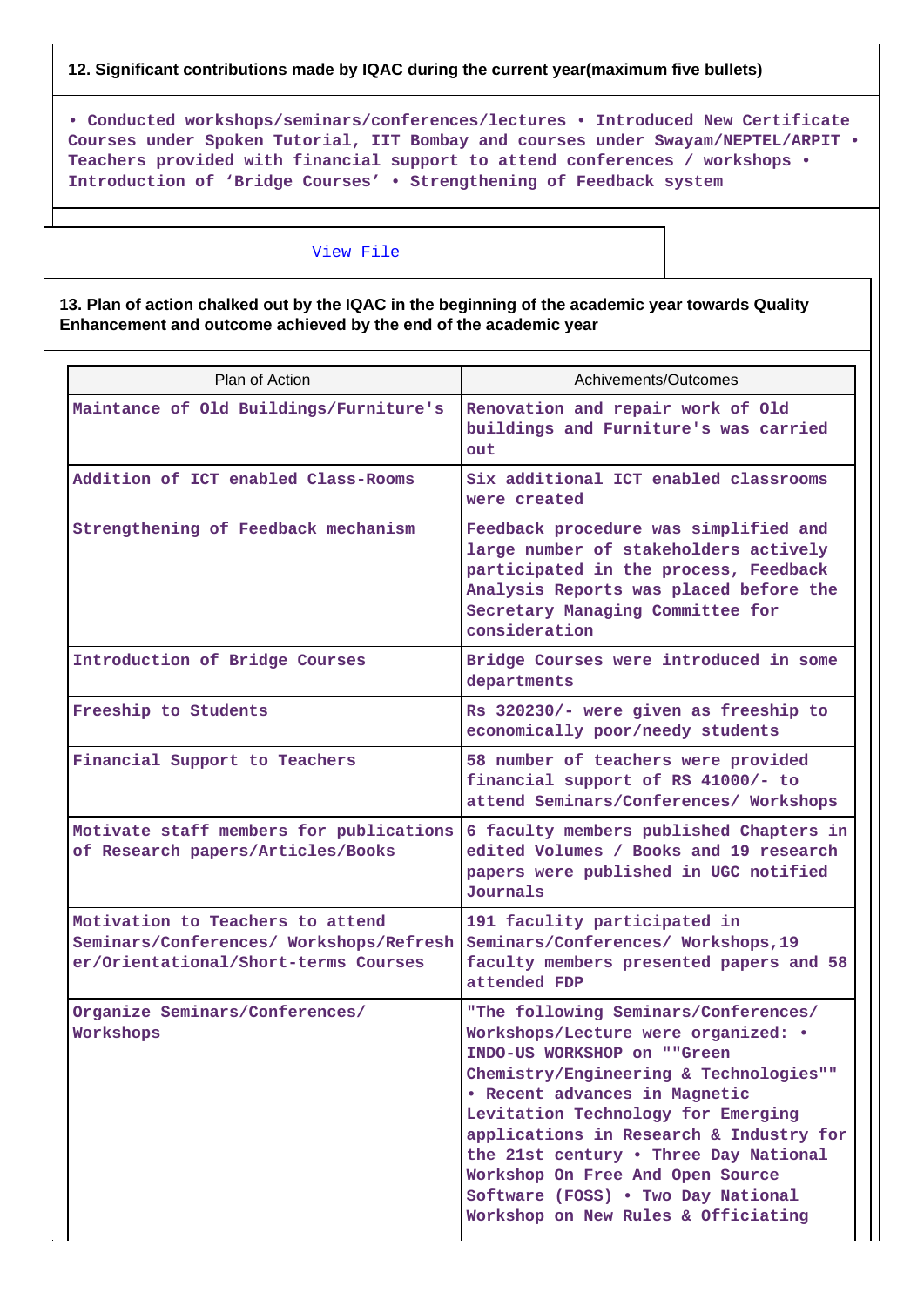**12. Significant contributions made by IQAC during the current year(maximum five bullets)**

• Conducted workshops/seminars/conferences/lectures • Introduced New Certificate Courses under Spoken Tutorial, IIT Bombay and courses under Swayam/NEPTEL/ARPIT • Teachers provided with financial support to attend conferences / workshops • Introduction of 'Bridge Courses' • Strengthening of Feedback system

View File

**13. Plan of action chalked out by the IQAC in the beginning of the academic year towards Quality Enhancement and outcome achieved by the end of the academic year**

| Plan of Action | Achivements/Outcomes |
|---|---|
| Maintance of Old Buildings/Furniture's | Renovation and repair work of Old buildings and Furniture's was carried out |
| Addition of ICT enabled Class-Rooms | Six additional ICT enabled classrooms were created |
| Strengthening of Feedback mechanism | Feedback procedure was simplified and large number of stakeholders actively participated in the process, Feedback Analysis Reports was placed before the Secretary Managing Committee for consideration |
| Introduction of Bridge Courses | Bridge Courses were introduced in some departments |
| Freeship to Students | Rs 320230/- were given as freeship to economically poor/needy students |
| Financial Support to Teachers | 58 number of teachers were provided financial support of RS 41000/- to attend Seminars/Conferences/ Workshops |
| Motivate staff members for publications of Research papers/Articles/Books | 6 faculty members published Chapters in edited Volumes / Books and 19 research papers were published in UGC notified Journals |
| Motivation to Teachers to attend Seminars/Conferences/ Workshops/Refresher/Orientational/Short-terms Courses | 191 faculty participated in Seminars/Conferences/ Workshops,19 faculty members presented papers and 58 attended FDP |
| Organize Seminars/Conferences/ Workshops | "The following Seminars/Conferences/ Workshops/Lecture were organized: • INDO-US WORKSHOP on ""Green Chemistry/Engineering & Technologies"" • Recent advances in Magnetic Levitation Technology for Emerging applications in Research & Industry for the 21st century • Three Day National Workshop On Free And Open Source Software (FOSS) • Two Day National Workshop on New Rules & Officiating |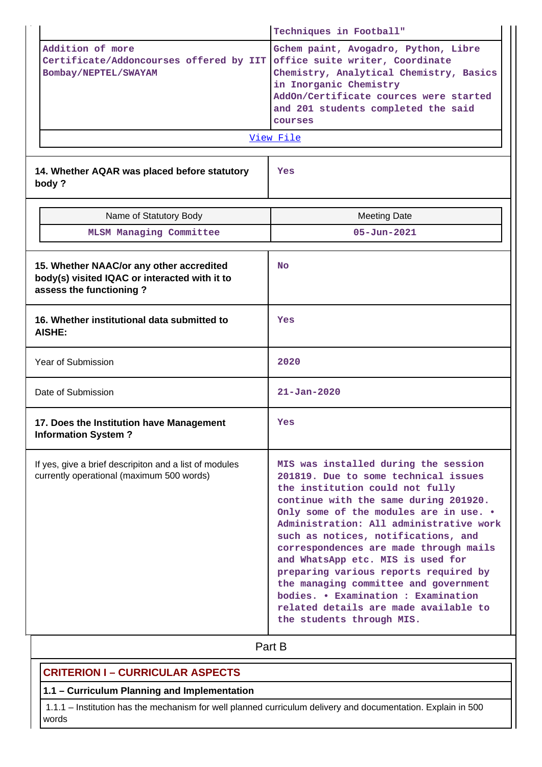| | |
|---|---|
| | Techniques in Football" |
| Addition of more Certificate/Addoncourses offered by IIT Bombay/NEPTEL/SWAYAM | Gchem paint, Avogadro, Python, Libre office suite writer, Coordinate Chemistry, Analytical Chemistry, Basics in Inorganic Chemistry AddOn/Certificate cources were started and 201 students completed the said courses |

View File

| | |
|---|---|
| **14. Whether AQAR was placed before statutory body ?** | Yes |

| Name of Statutory Body | Meeting Date |
|---|---|
| MLSM Managing Committee | 05-Jun-2021 |

| | |
|---|---|
| **15. Whether NAAC/or any other accredited body(s) visited IQAC or interacted with it to assess the functioning ?** | No |
| **16. Whether institutional data submitted to AISHE:** | Yes |
| Year of Submission | 2020 |
| Date of Submission | 21-Jan-2020 |
| **17. Does the Institution have Management Information System ?** | Yes |
| If yes, give a brief descripiton and a list of modules currently operational (maximum 500 words) | MIS was installed during the session 201819. Due to some technical issues the institution could not fully continue with the same during 201920. Only some of the modules are in use. • Administration: All administrative work such as notices, notifications, and correspondences are made through mails and WhatsApp etc. MIS is used for preparing various reports required by the managing committee and government bodies. • Examination : Examination related details are made available to the students through MIS. |

## Part B

### CRITERION I – CURRICULAR ASPECTS

**1.1 – Curriculum Planning and Implementation**

1.1.1 – Institution has the mechanism for well planned curriculum delivery and documentation. Explain in 500 words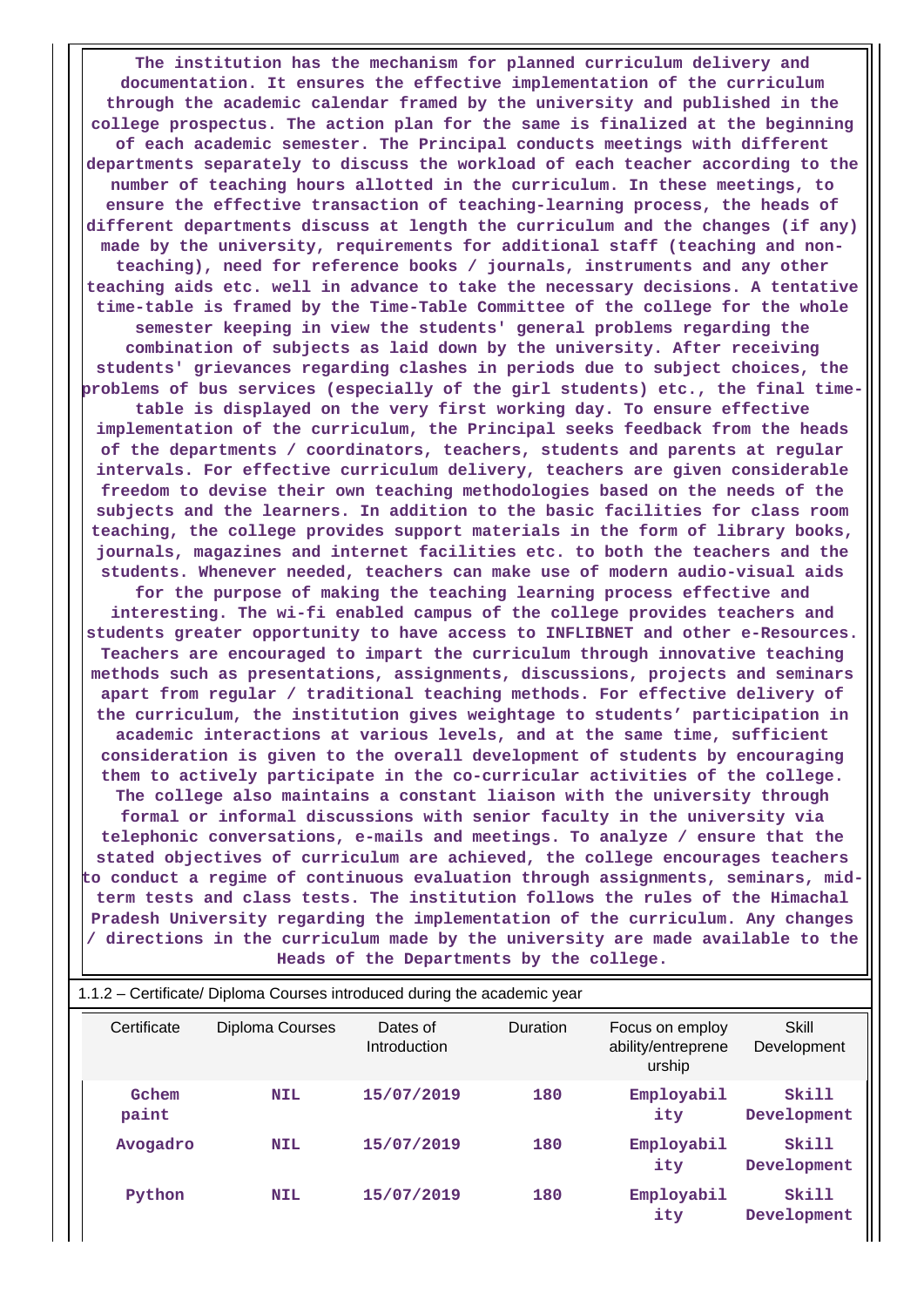The institution has the mechanism for planned curriculum delivery and documentation. It ensures the effective implementation of the curriculum through the academic calendar framed by the university and published in the college prospectus. The action plan for the same is finalized at the beginning of each academic semester. The Principal conducts meetings with different departments separately to discuss the workload of each teacher according to the number of teaching hours allotted in the curriculum. In these meetings, to ensure the effective transaction of teaching-learning process, the heads of different departments discuss at length the curriculum and the changes (if any) made by the university, requirements for additional staff (teaching and non-teaching), need for reference books / journals, instruments and any other teaching aids etc. well in advance to take the necessary decisions. A tentative time-table is framed by the Time-Table Committee of the college for the whole semester keeping in view the students' general problems regarding the combination of subjects as laid down by the university. After receiving students' grievances regarding clashes in periods due to subject choices, the problems of bus services (especially of the girl students) etc., the final time-table is displayed on the very first working day. To ensure effective implementation of the curriculum, the Principal seeks feedback from the heads of the departments / coordinators, teachers, students and parents at regular intervals. For effective curriculum delivery, teachers are given considerable freedom to devise their own teaching methodologies based on the needs of the subjects and the learners. In addition to the basic facilities for class room teaching, the college provides support materials in the form of library books, journals, magazines and internet facilities etc. to both the teachers and the students. Whenever needed, teachers can make use of modern audio-visual aids for the purpose of making the teaching learning process effective and interesting. The wi-fi enabled campus of the college provides teachers and students greater opportunity to have access to INFLIBNET and other e-Resources. Teachers are encouraged to impart the curriculum through innovative teaching methods such as presentations, assignments, discussions, projects and seminars apart from regular / traditional teaching methods. For effective delivery of the curriculum, the institution gives weightage to students' participation in academic interactions at various levels, and at the same time, sufficient consideration is given to the overall development of students by encouraging them to actively participate in the co-curricular activities of the college. The college also maintains a constant liaison with the university through formal or informal discussions with senior faculty in the university via telephonic conversations, e-mails and meetings. To analyze / ensure that the stated objectives of curriculum are achieved, the college encourages teachers to conduct a regime of continuous evaluation through assignments, seminars, mid-term tests and class tests. The institution follows the rules of the Himachal Pradesh University regarding the implementation of the curriculum. Any changes / directions in the curriculum made by the university are made available to the Heads of the Departments by the college.

1.1.2 – Certificate/ Diploma Courses introduced during the academic year

| Certificate | Diploma Courses | Dates of Introduction | Duration | Focus on employ ability/entreprene urship | Skill Development |
|---|---|---|---|---|---|
| Gchem paint | NIL | 15/07/2019 | 180 | Employability | Skill Development |
| Avogadro | NIL | 15/07/2019 | 180 | Employability | Skill Development |
| Python | NIL | 15/07/2019 | 180 | Employability | Skill Development |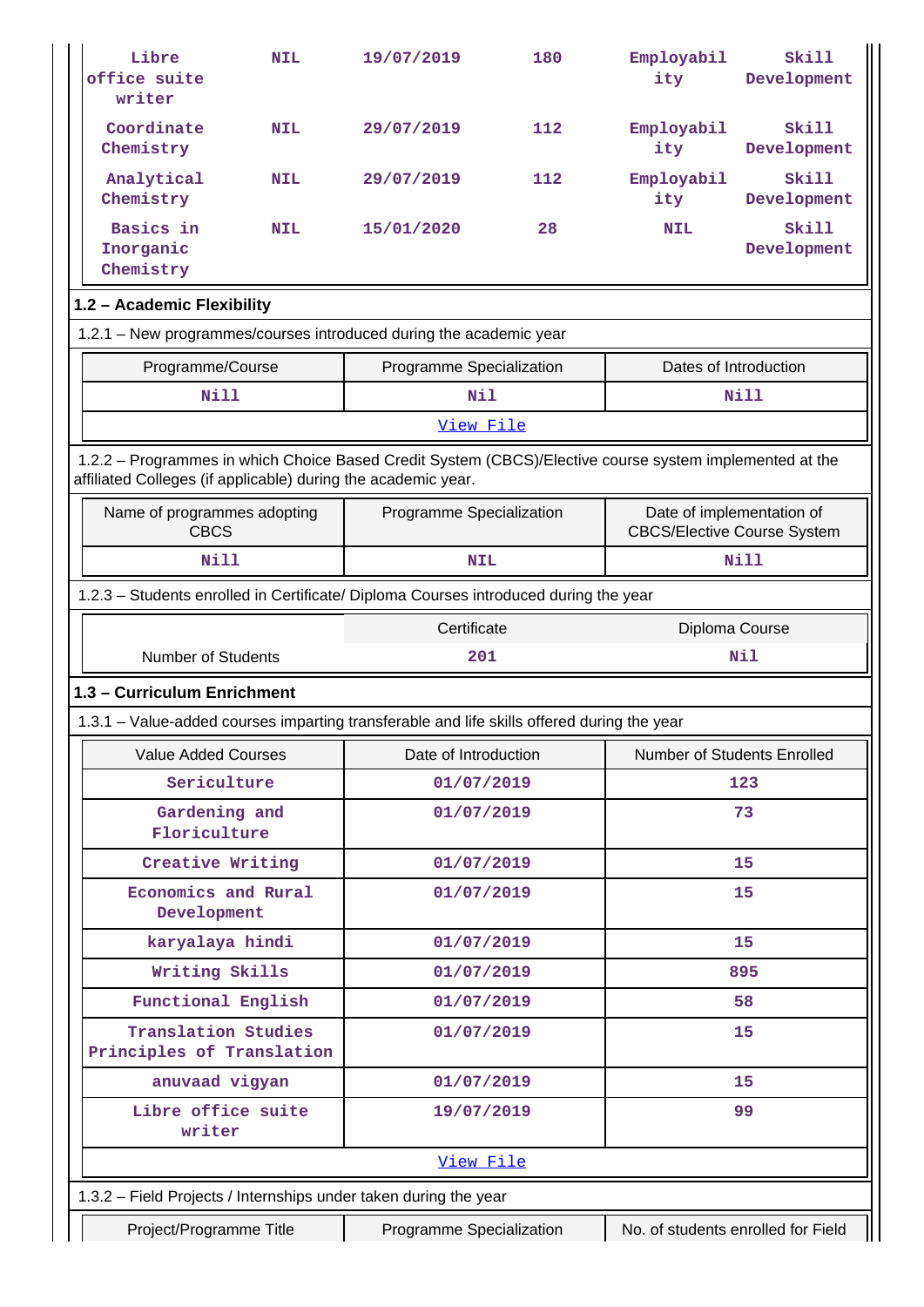| | | | | | |
|---|---|---|---|---|---|
| Libre office suite writer | NIL | 19/07/2019 | 180 | Employability | Skill Development |
| Coordinate Chemistry | NIL | 29/07/2019 | 112 | Employability | Skill Development |
| Analytical Chemistry | NIL | 29/07/2019 | 112 | Employability | Skill Development |
| Basics in Inorganic Chemistry | NIL | 15/01/2020 | 28 | NIL | Skill Development |

**1.2 – Academic Flexibility**

1.2.1 – New programmes/courses introduced during the academic year

| Programme/Course | Programme Specialization | Dates of Introduction |
|---|---|---|
| Nill | Nil | Nill |
| View File | | |

1.2.2 – Programmes in which Choice Based Credit System (CBCS)/Elective course system implemented at the affiliated Colleges (if applicable) during the academic year.

| Name of programmes adopting CBCS | Programme Specialization | Date of implementation of CBCS/Elective Course System |
|---|---|---|
| Nill | NIL | Nill |

1.2.3 – Students enrolled in Certificate/ Diploma Courses introduced during the year

| | Certificate | Diploma Course |
|---|---|---|
| Number of Students | 201 | Nil |

**1.3 – Curriculum Enrichment**

1.3.1 – Value-added courses imparting transferable and life skills offered during the year

| Value Added Courses | Date of Introduction | Number of Students Enrolled |
|---|---|---|
| Sericulture | 01/07/2019 | 123 |
| Gardening and Floriculture | 01/07/2019 | 73 |
| Creative Writing | 01/07/2019 | 15 |
| Economics and Rural Development | 01/07/2019 | 15 |
| karyalaya hindi | 01/07/2019 | 15 |
| Writing Skills | 01/07/2019 | 895 |
| Functional English | 01/07/2019 | 58 |
| Translation Studies Principles of Translation | 01/07/2019 | 15 |
| anuvaad vigyan | 01/07/2019 | 15 |
| Libre office suite writer | 19/07/2019 | 99 |
| View File | | |

1.3.2 – Field Projects / Internships under taken during the year

| Project/Programme Title | Programme Specialization | No. of students enrolled for Field |
|---|---|---|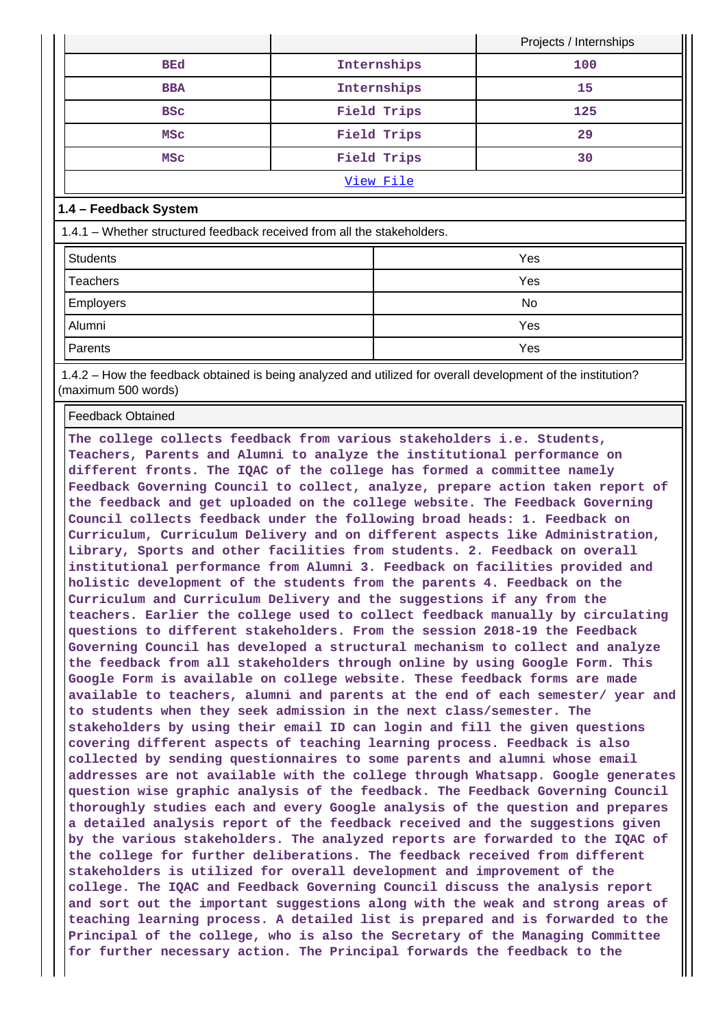| | | Projects / Internships |
|---|---|---|
| BEd | Internships | 100 |
| BBA | Internships | 15 |
| BSc | Field Trips | 125 |
| MSc | Field Trips | 29 |
| MSc | Field Trips | 30 |

View File

### 1.4 – Feedback System

1.4.1 – Whether structured feedback received from all the stakeholders.

| | |
|---|---|
| Students | Yes |
| Teachers | Yes |
| Employers | No |
| Alumni | Yes |
| Parents | Yes |

1.4.2 – How the feedback obtained is being analyzed and utilized for overall development of the institution? (maximum 500 words)

Feedback Obtained

**The college collects feedback from various stakeholders i.e. Students, Teachers, Parents and Alumni to analyze the institutional performance on different fronts. The IQAC of the college has formed a committee namely Feedback Governing Council to collect, analyze, prepare action taken report of the feedback and get uploaded on the college website. The Feedback Governing Council collects feedback under the following broad heads: 1. Feedback on Curriculum, Curriculum Delivery and on different aspects like Administration, Library, Sports and other facilities from students. 2. Feedback on overall institutional performance from Alumni 3. Feedback on facilities provided and holistic development of the students from the parents 4. Feedback on the Curriculum and Curriculum Delivery and the suggestions if any from the teachers. Earlier the college used to collect feedback manually by circulating questions to different stakeholders. From the session 2018-19 the Feedback Governing Council has developed a structural mechanism to collect and analyze the feedback from all stakeholders through online by using Google Form. This Google Form is available on college website. These feedback forms are made available to teachers, alumni and parents at the end of each semester/ year and to students when they seek admission in the next class/semester. The stakeholders by using their email ID can login and fill the given questions covering different aspects of teaching learning process. Feedback is also collected by sending questionnaires to some parents and alumni whose email addresses are not available with the college through Whatsapp. Google generates question wise graphic analysis of the feedback. The Feedback Governing Council thoroughly studies each and every Google analysis of the question and prepares a detailed analysis report of the feedback received and the suggestions given by the various stakeholders. The analyzed reports are forwarded to the IQAC of the college for further deliberations. The feedback received from different stakeholders is utilized for overall development and improvement of the college. The IQAC and Feedback Governing Council discuss the analysis report and sort out the important suggestions along with the weak and strong areas of teaching learning process. A detailed list is prepared and is forwarded to the Principal of the college, who is also the Secretary of the Managing Committee for further necessary action. The Principal forwards the feedback to the**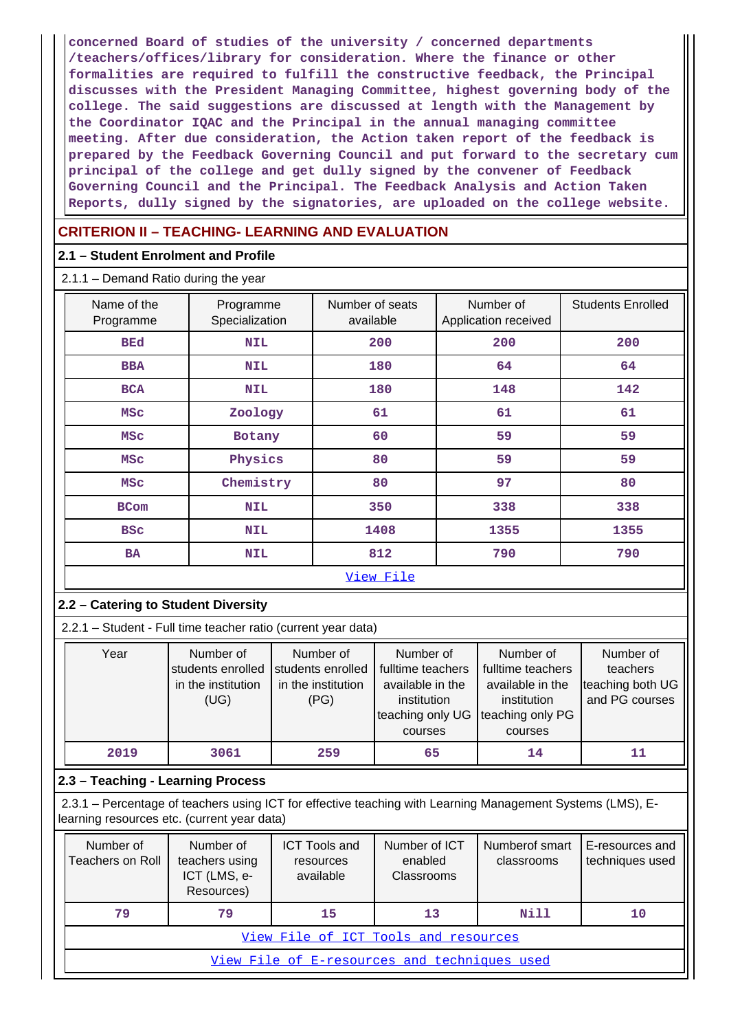concerned Board of studies of the university / concerned departments /teachers/offices/library for consideration. Where the finance or other formalities are required to fulfill the constructive feedback, the Principal discusses with the President Managing Committee, highest governing body of the college. The said suggestions are discussed at length with the Management by the Coordinator IQAC and the Principal in the annual managing committee meeting. After due consideration, the Action taken report of the feedback is prepared by the Feedback Governing Council and put forward to the secretary cum principal of the college and get dully signed by the convener of Feedback Governing Council and the Principal. The Feedback Analysis and Action Taken Reports, dully signed by the signatories, are uploaded on the college website.

## CRITERION II – TEACHING- LEARNING AND EVALUATION

### 2.1 – Student Enrolment and Profile

2.1.1 – Demand Ratio during the year

| Name of the Programme | Programme Specialization | Number of seats available | Number of Application received | Students Enrolled |
|---|---|---|---|---|
| BEd | NIL | 200 | 200 | 200 |
| BBA | NIL | 180 | 64 | 64 |
| BCA | NIL | 180 | 148 | 142 |
| MSc | Zoology | 61 | 61 | 61 |
| MSc | Botany | 60 | 59 | 59 |
| MSc | Physics | 80 | 59 | 59 |
| MSc | Chemistry | 80 | 97 | 80 |
| BCom | NIL | 350 | 338 | 338 |
| BSc | NIL | 1408 | 1355 | 1355 |
| BA | NIL | 812 | 790 | 790 |

View File

### 2.2 – Catering to Student Diversity

2.2.1 – Student - Full time teacher ratio (current year data)

| Year | Number of students enrolled in the institution (UG) | Number of students enrolled in the institution (PG) | Number of fulltime teachers available in the institution teaching only UG courses | Number of fulltime teachers available in the institution teaching only PG courses | Number of teachers teaching both UG and PG courses |
|---|---|---|---|---|---|
| 2019 | 3061 | 259 | 65 | 14 | 11 |

### 2.3 – Teaching - Learning Process

2.3.1 – Percentage of teachers using ICT for effective teaching with Learning Management Systems (LMS), E-learning resources etc. (current year data)

| Number of Teachers on Roll | Number of teachers using ICT (LMS, e-Resources) | ICT Tools and resources available | Number of ICT enabled Classrooms | Numberof smart classrooms | E-resources and techniques used |
|---|---|---|---|---|---|
| 79 | 79 | 15 | 13 | Nill | 10 |

View File of ICT Tools and resources

View File of E-resources and techniques used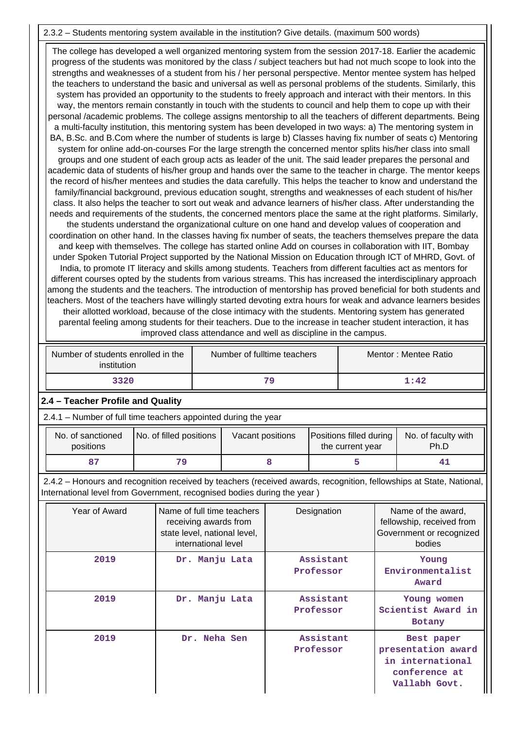2.3.2 – Students mentoring system available in the institution? Give details. (maximum 500 words)

The college has developed a well organized mentoring system from the session 2017-18. Earlier the academic progress of the students was monitored by the class / subject teachers but had not much scope to look into the strengths and weaknesses of a student from his / her personal perspective. Mentor mentee system has helped the teachers to understand the basic and universal as well as personal problems of the students. Similarly, this system has provided an opportunity to the students to freely approach and interact with their mentors. In this way, the mentors remain constantly in touch with the students to council and help them to cope up with their personal /academic problems. The college assigns mentorship to all the teachers of different departments. Being a multi-faculty institution, this mentoring system has been developed in two ways: a) The mentoring system in BA, B.Sc. and B.Com where the number of students is large b) Classes having fix number of seats c) Mentoring system for online add-on-courses For the large strength the concerned mentor splits his/her class into small groups and one student of each group acts as leader of the unit. The said leader prepares the personal and academic data of students of his/her group and hands over the same to the teacher in charge. The mentor keeps the record of his/her mentees and studies the data carefully. This helps the teacher to know and understand the family/financial background, previous education sought, strengths and weaknesses of each student of his/her class. It also helps the teacher to sort out weak and advance learners of his/her class. After understanding the needs and requirements of the students, the concerned mentors place the same at the right platforms. Similarly, the students understand the organizational culture on one hand and develop values of cooperation and coordination on other hand. In the classes having fix number of seats, the teachers themselves prepare the data and keep with themselves. The college has started online Add on courses in collaboration with IIT, Bombay under Spoken Tutorial Project supported by the National Mission on Education through ICT of MHRD, Govt. of India, to promote IT literacy and skills among students. Teachers from different faculties act as mentors for different courses opted by the students from various streams. This has increased the interdisciplinary approach among the students and the teachers. The introduction of mentorship has proved beneficial for both students and teachers. Most of the teachers have willingly started devoting extra hours for weak and advance learners besides their allotted workload, because of the close intimacy with the students. Mentoring system has generated parental feeling among students for their teachers. Due to the increase in teacher student interaction, it has improved class attendance and well as discipline in the campus.

| Number of students enrolled in the institution | Number of fulltime teachers | Mentor : Mentee Ratio |
|---|---|---|
| 3320 | 79 | 1:42 |

## 2.4 – Teacher Profile and Quality

2.4.1 – Number of full time teachers appointed during the year

| No. of sanctioned positions | No. of filled positions | Vacant positions | Positions filled during the current year | No. of faculty with Ph.D |
|---|---|---|---|---|
| 87 | 79 | 8 | 5 | 41 |

2.4.2 – Honours and recognition received by teachers (received awards, recognition, fellowships at State, National, International level from Government, recognised bodies during the year )

| Year of Award | Name of full time teachers receiving awards from state level, national level, international level | Designation | Name of the award, fellowship, received from Government or recognized bodies |
|---|---|---|---|
| 2019 | Dr. Manju Lata | Assistant Professor | Young Environmentalist Award |
| 2019 | Dr. Manju Lata | Assistant Professor | Young women Scientist Award in Botany |
| 2019 | Dr. Neha Sen | Assistant Professor | Best paper presentation award in international conference at Vallabh Govt. |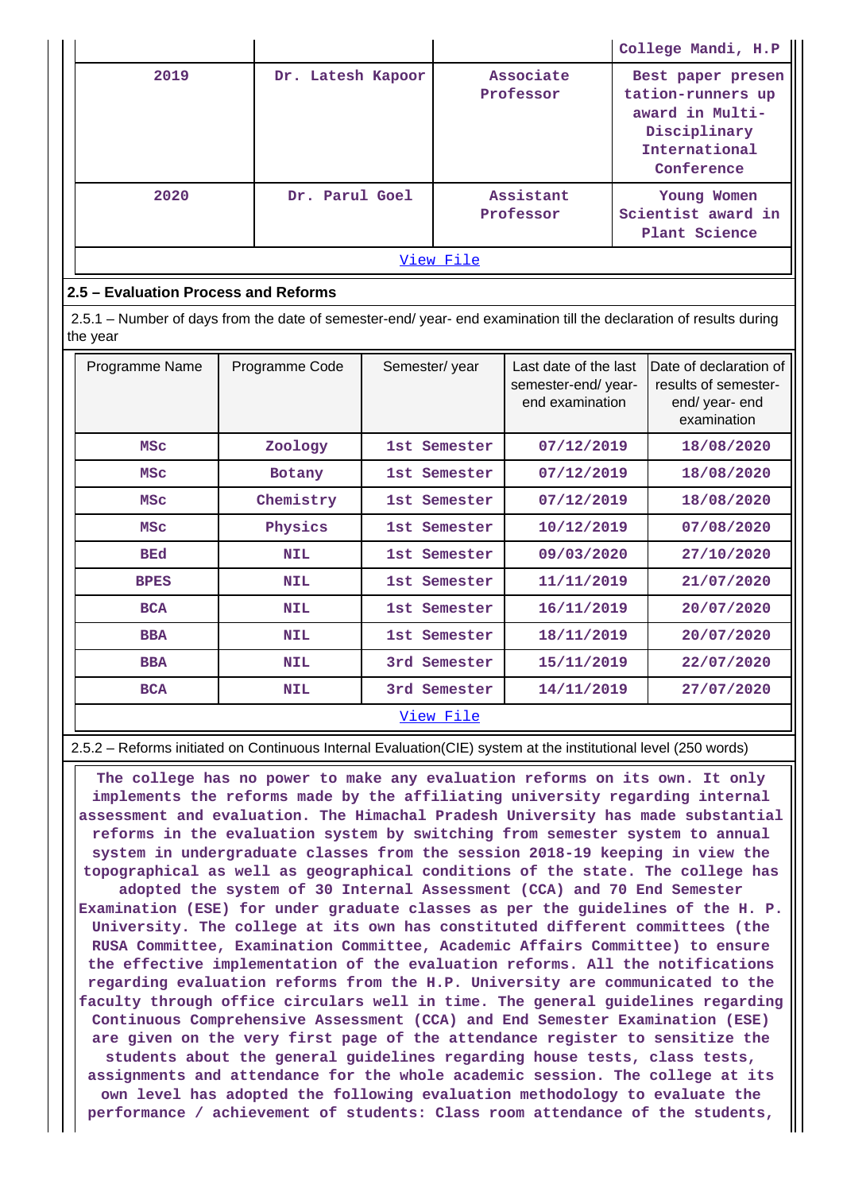|  |  |  | College Mandi, H.P |
|---|---|---|---|
| 2019 | Dr. Latesh Kapoor | Associate Professor | Best paper presentation-runners up award in Multi-Disciplinary International Conference |
| 2020 | Dr. Parul Goel | Assistant Professor | Young Women Scientist award in Plant Science |
| View File | | | |

## 2.5 – Evaluation Process and Reforms

2.5.1 – Number of days from the date of semester-end/ year- end examination till the declaration of results during the year

| Programme Name | Programme Code | Semester/ year | Last date of the last semester-end/ year- end examination | Date of declaration of results of semester-end/ year- end examination |
|---|---|---|---|---|
| MSc | Zoology | 1st Semester | 07/12/2019 | 18/08/2020 |
| MSc | Botany | 1st Semester | 07/12/2019 | 18/08/2020 |
| MSc | Chemistry | 1st Semester | 07/12/2019 | 18/08/2020 |
| MSc | Physics | 1st Semester | 10/12/2019 | 07/08/2020 |
| BEd | NIL | 1st Semester | 09/03/2020 | 27/10/2020 |
| BPES | NIL | 1st Semester | 11/11/2019 | 21/07/2020 |
| BCA | NIL | 1st Semester | 16/11/2019 | 20/07/2020 |
| BBA | NIL | 1st Semester | 18/11/2019 | 20/07/2020 |
| BBA | NIL | 3rd Semester | 15/11/2019 | 22/07/2020 |
| BCA | NIL | 3rd Semester | 14/11/2019 | 27/07/2020 |
| View File | | | | |

2.5.2 – Reforms initiated on Continuous Internal Evaluation(CIE) system at the institutional level (250 words)

The college has no power to make any evaluation reforms on its own. It only implements the reforms made by the affiliating university regarding internal assessment and evaluation. The Himachal Pradesh University has made substantial reforms in the evaluation system by switching from semester system to annual system in undergraduate classes from the session 2018-19 keeping in view the topographical as well as geographical conditions of the state. The college has adopted the system of 30 Internal Assessment (CCA) and 70 End Semester Examination (ESE) for under graduate classes as per the guidelines of the H. P. University. The college at its own has constituted different committees (the RUSA Committee, Examination Committee, Academic Affairs Committee) to ensure the effective implementation of the evaluation reforms. All the notifications regarding evaluation reforms from the H.P. University are communicated to the faculty through office circulars well in time. The general guidelines regarding Continuous Comprehensive Assessment (CCA) and End Semester Examination (ESE) are given on the very first page of the attendance register to sensitize the students about the general guidelines regarding house tests, class tests, assignments and attendance for the whole academic session. The college at its own level has adopted the following evaluation methodology to evaluate the performance / achievement of students: Class room attendance of the students,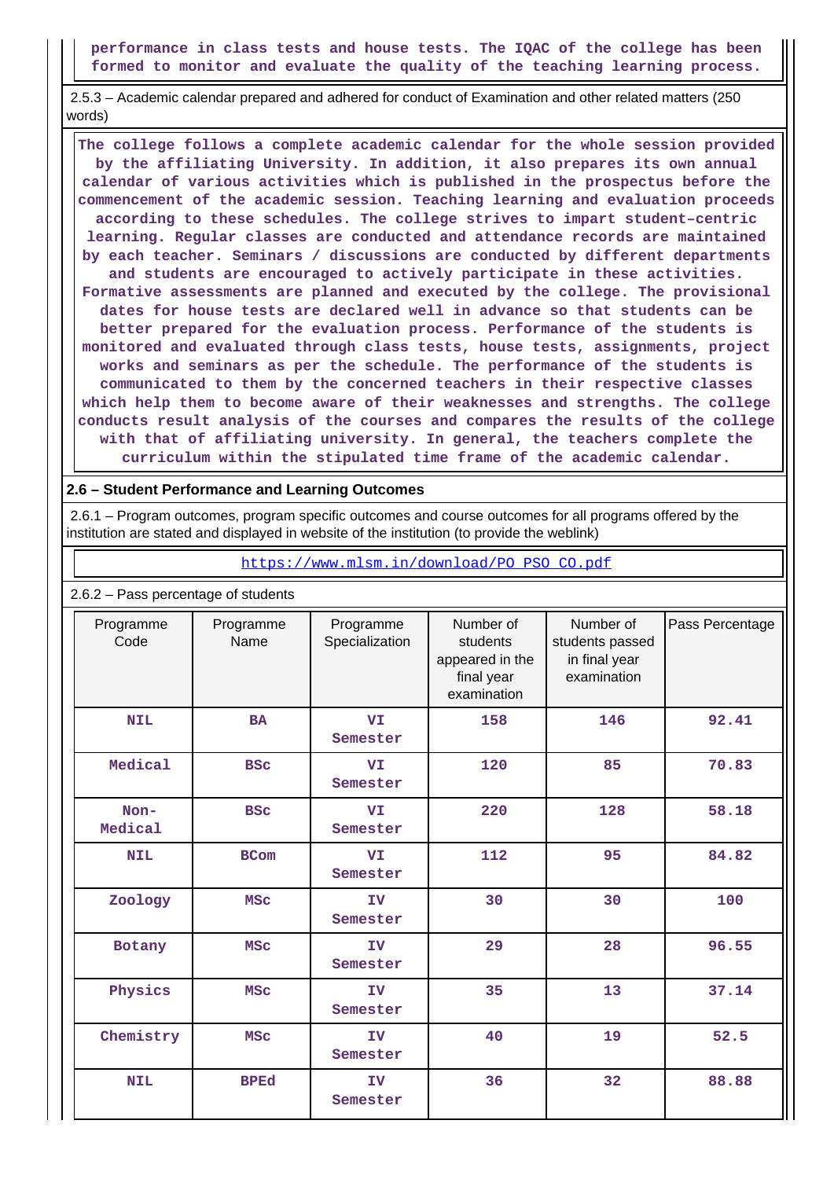performance in class tests and house tests. The IQAC of the college has been formed to monitor and evaluate the quality of the teaching learning process.

2.5.3 – Academic calendar prepared and adhered for conduct of Examination and other related matters (250 words)

The college follows a complete academic calendar for the whole session provided by the affiliating University. In addition, it also prepares its own annual calendar of various activities which is published in the prospectus before the commencement of the academic session. Teaching learning and evaluation proceeds according to these schedules. The college strives to impart student–centric learning. Regular classes are conducted and attendance records are maintained by each teacher. Seminars / discussions are conducted by different departments and students are encouraged to actively participate in these activities. Formative assessments are planned and executed by the college. The provisional dates for house tests are declared well in advance so that students can be better prepared for the evaluation process. Performance of the students is monitored and evaluated through class tests, house tests, assignments, project works and seminars as per the schedule. The performance of the students is communicated to them by the concerned teachers in their respective classes which help them to become aware of their weaknesses and strengths. The college conducts result analysis of the courses and compares the results of the college with that of affiliating university. In general, the teachers complete the curriculum within the stipulated time frame of the academic calendar.

## 2.6 – Student Performance and Learning Outcomes

2.6.1 – Program outcomes, program specific outcomes and course outcomes for all programs offered by the institution are stated and displayed in website of the institution (to provide the weblink)

https://www.mlsm.in/download/PO_PSO_CO.pdf

2.6.2 – Pass percentage of students

| Programme Code | Programme Name | Programme Specialization | Number of students appeared in the final year examination | Number of students passed in final year examination | Pass Percentage |
|---|---|---|---|---|---|
| NIL | BA | VI Semester | 158 | 146 | 92.41 |
| Medical | BSc | VI Semester | 120 | 85 | 70.83 |
| Non-Medical | BSc | VI Semester | 220 | 128 | 58.18 |
| NIL | BCom | VI Semester | 112 | 95 | 84.82 |
| Zoology | MSc | IV Semester | 30 | 30 | 100 |
| Botany | MSc | IV Semester | 29 | 28 | 96.55 |
| Physics | MSc | IV Semester | 35 | 13 | 37.14 |
| Chemistry | MSc | IV Semester | 40 | 19 | 52.5 |
| NIL | BPEd | IV Semester | 36 | 32 | 88.88 |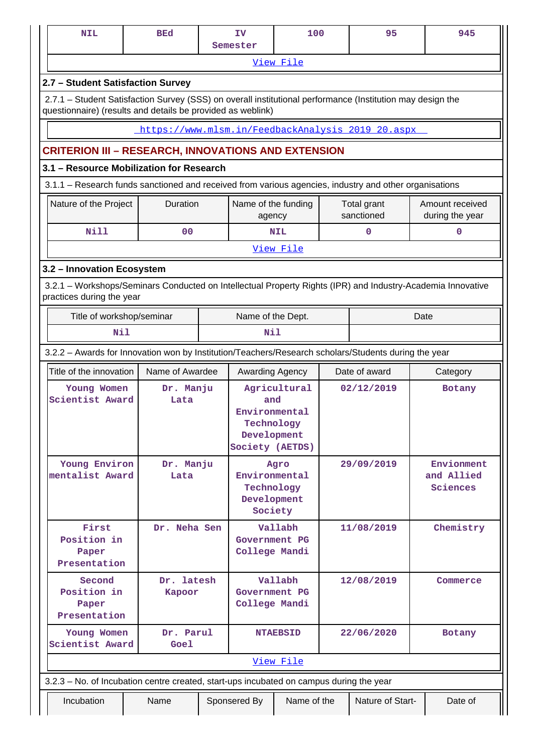| | | | | | |
|---|---|---|---|---|---|
| NIL | BEd | IV Semester | 100 | 95 | 945 |
| View File | | | | | |

### 2.7 – Student Satisfaction Survey

2.7.1 – Student Satisfaction Survey (SSS) on overall institutional performance (Institution may design the questionnaire) (results and details be provided as weblink)

https://www.mlsm.in/FeedbackAnalysis_2019_20.aspx

## CRITERION III – RESEARCH, INNOVATIONS AND EXTENSION

### 3.1 – Resource Mobilization for Research

3.1.1 – Research funds sanctioned and received from various agencies, industry and other organisations

| Nature of the Project | Duration | Name of the funding agency | Total grant sanctioned | Amount received during the year |
|---|---|---|---|---|
| Nill | 00 | NIL | 0 | 0 |
| View File | | | | |

### 3.2 – Innovation Ecosystem

3.2.1 – Workshops/Seminars Conducted on Intellectual Property Rights (IPR) and Industry-Academia Innovative practices during the year

| Title of workshop/seminar | Name of the Dept. | Date |
|---|---|---|
| Nil | Nil | |

3.2.2 – Awards for Innovation won by Institution/Teachers/Research scholars/Students during the year

| Title of the innovation | Name of Awardee | Awarding Agency | Date of award | Category |
|---|---|---|---|---|
| Young Women Scientist Award | Dr. Manju Lata | Agricultural and Environmental Technology Development Society (AETDS) | 02/12/2019 | Botany |
| Young Environ mentalist Award | Dr. Manju Lata | Agro Environmental Technology Development Society | 29/09/2019 | Envionment and Allied Sciences |
| First Position in Paper Presentation | Dr. Neha Sen | Vallabh Government PG College Mandi | 11/08/2019 | Chemistry |
| Second Position in Paper Presentation | Dr. latesh Kapoor | Vallabh Government PG College Mandi | 12/08/2019 | Commerce |
| Young Women Scientist Award | Dr. Parul Goel | NTAEBSID | 22/06/2020 | Botany |
| View File | | | | |

3.2.3 – No. of Incubation centre created, start-ups incubated on campus during the year

| Incubation | Name | Sponsered By | Name of the | Nature of Start- | Date of |
|---|---|---|---|---|---|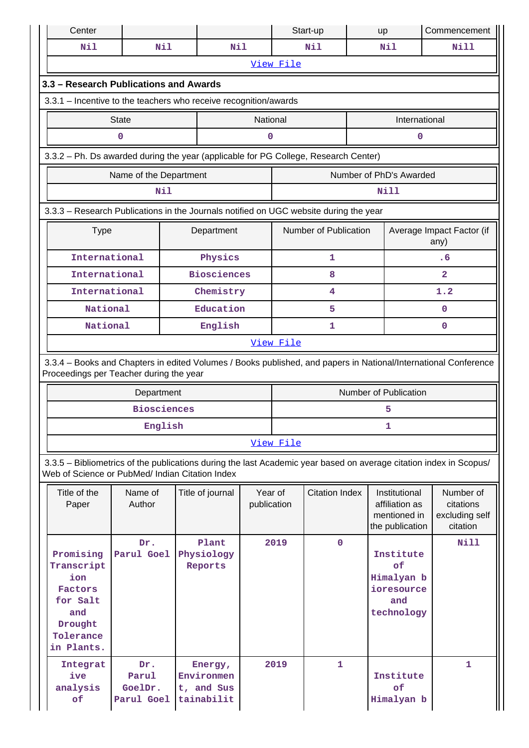| Center | | | Start-up | up | Commencement |
|---|---|---|---|---|---|
| Nil | Nil | Nil | Nil | Nil | Nill |
| View File | | | | | |

### 3.3 – Research Publications and Awards

3.3.1 – Incentive to the teachers who receive recognition/awards

| State | National | International |
|---|---|---|
| 0 | 0 | 0 |

3.3.2 – Ph. Ds awarded during the year (applicable for PG College, Research Center)

| Name of the Department | Number of PhD's Awarded |
|---|---|
| Nil | Nill |

3.3.3 – Research Publications in the Journals notified on UGC website during the year

| Type | Department | Number of Publication | Average Impact Factor (if any) |
|---|---|---|---|
| International | Physics | 1 | .6 |
| International | Biosciences | 8 | 2 |
| International | Chemistry | 4 | 1.2 |
| National | Education | 5 | 0 |
| National | English | 1 | 0 |
| View File | | | |

3.3.4 – Books and Chapters in edited Volumes / Books published, and papers in National/International Conference Proceedings per Teacher during the year

| Department | Number of Publication |
|---|---|
| Biosciences | 5 |
| English | 1 |
| View File | |

3.3.5 – Bibliometrics of the publications during the last Academic year based on average citation index in Scopus/ Web of Science or PubMed/ Indian Citation Index

| Title of the Paper | Name of Author | Title of journal | Year of publication | Citation Index | Institutional affiliation as mentioned in the publication | Number of citations excluding self citation |
|---|---|---|---|---|---|---|
| Promising Transcription Factors for Salt and Drought Tolerance in Plants. | Dr. Parul Goel | Plant Physiology Reports | 2019 | 0 | Institute of Himalyan bioresource and technology | Nill |
| Integrative analysis of | Dr. Parul GoelDr. Parul Goel | Energy, Environment, and Sustainabilit | 2019 | 1 | Institute of Himalyan b | 1 |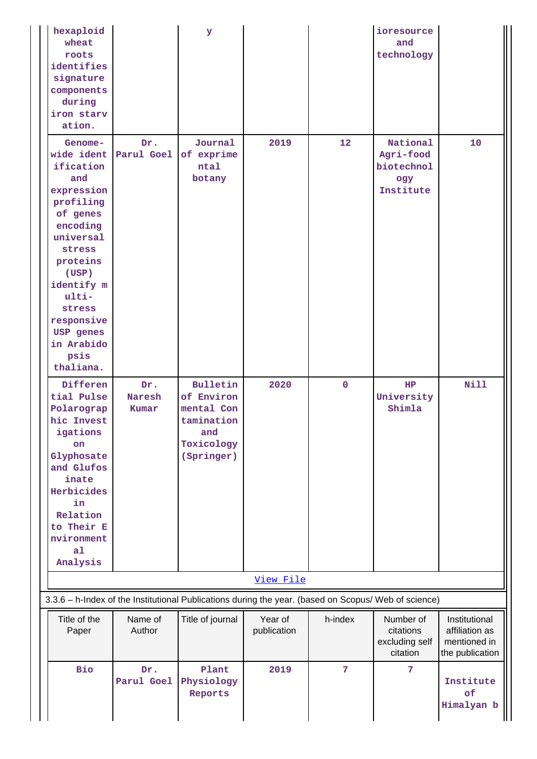| | | | | | | |
|---|---|---|---|---|---|---|
| hexaploid wheat roots identifies signature components during iron starvation. | | y | | | ioresource and technology | |
| Genome-wide identification and expression profiling of genes encoding universal stress proteins (USP) identify multi-stress responsive USP genes in Arabidopsis thaliana. | Dr. Parul Goel | Journal of exprimental botany | 2019 | 12 | National Agri-food biotechnology Institute | 10 |
| Differential Pulse Polarographic Investigations on Glyphosate and Glufosinate Herbicides in Relation to Their Environmental Analysis | Dr. Naresh Kumar | Bulletin of Environmental Contamination and Toxicology (Springer) | 2020 | 0 | HP University Shimla | Nill |

View File

3.3.6 – h-Index of the Institutional Publications during the year. (based on Scopus/ Web of science)

| Title of the Paper | Name of Author | Title of journal | Year of publication | h-index | Number of citations excluding self citation | Institutional affiliation as mentioned in the publication |
|---|---|---|---|---|---|---|
| Bio | Dr. Parul Goel | Plant Physiology Reports | 2019 | 7 | 7 | Institute of Himalyan b |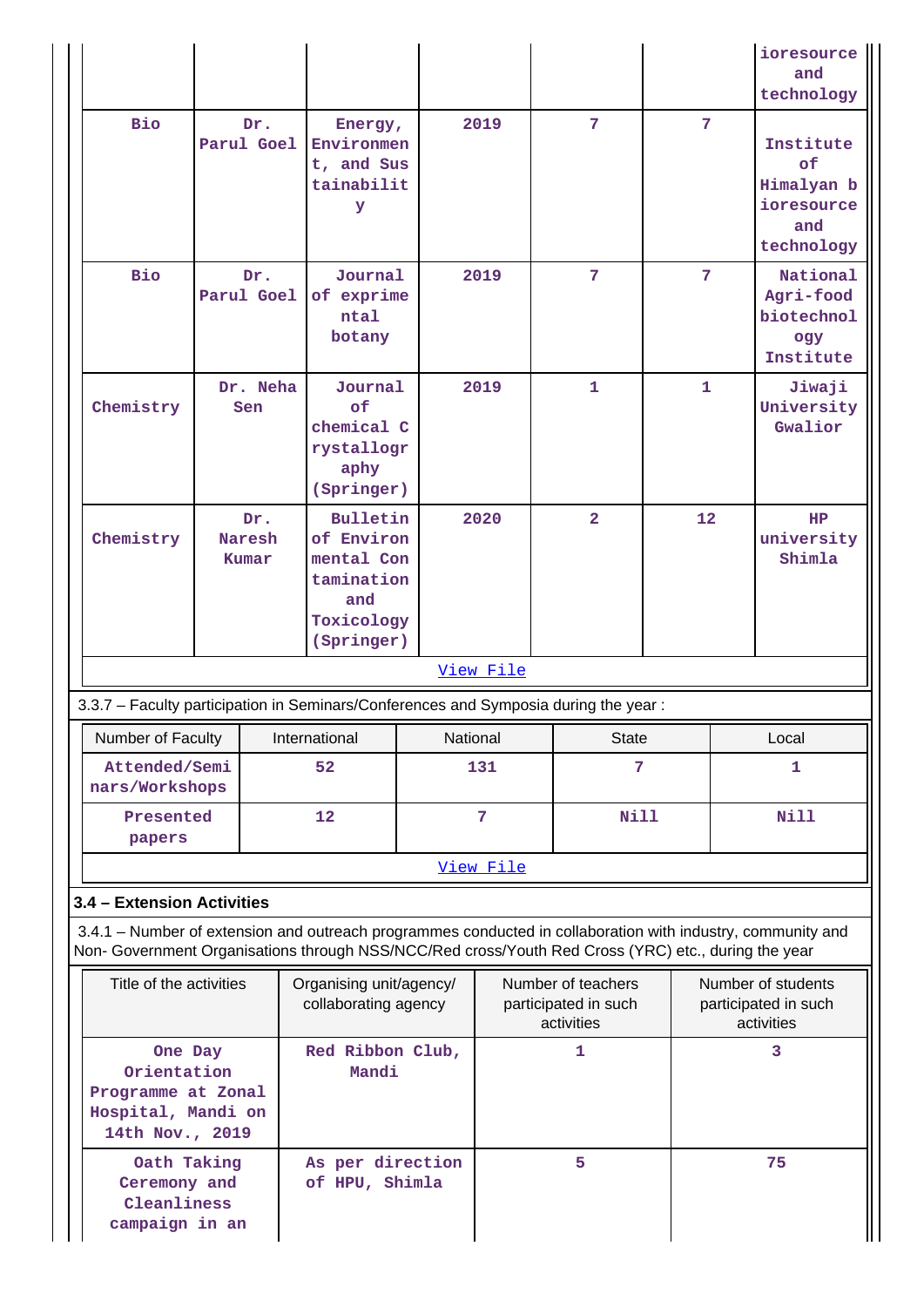| | | | | | | |
|---|---|---|---|---|---|---|
| | | | | | | ioresource and technology |
| Bio | Dr. Parul Goel | Energy, Environment, and Sustainability | 2019 | 7 | 7 | Institute of Himalyan bioresource and technology |
| Bio | Dr. Parul Goel | Journal of exprimental botany | 2019 | 7 | 7 | National Agri-food biotechnology Institute |
| Chemistry | Dr. Neha Sen | Journal of chemical Crystallography (Springer) | 2019 | 1 | 1 | Jiwaji University Gwalior |
| Chemistry | Dr. Naresh Kumar | Bulletin of Environmental Contamination and Toxicology (Springer) | 2020 | 2 | 12 | HP university Shimla |

View File

3.3.7 – Faculty participation in Seminars/Conferences and Symposia during the year :

| Number of Faculty | International | National | State | Local |
|---|---|---|---|---|
| Attended/Seminars/Workshops | 52 | 131 | 7 | 1 |
| Presented papers | 12 | 7 | Nill | Nill |

View File

**3.4 – Extension Activities**

3.4.1 – Number of extension and outreach programmes conducted in collaboration with industry, community and Non- Government Organisations through NSS/NCC/Red cross/Youth Red Cross (YRC) etc., during the year

| Title of the activities | Organising unit/agency/ collaborating agency | Number of teachers participated in such activities | Number of students participated in such activities |
|---|---|---|---|
| One Day Orientation Programme at Zonal Hospital, Mandi on 14th Nov., 2019 | Red Ribbon Club, Mandi | 1 | 3 |
| Oath Taking Ceremony and Cleanliness campaign in an | As per direction of HPU, Shimla | 5 | 75 |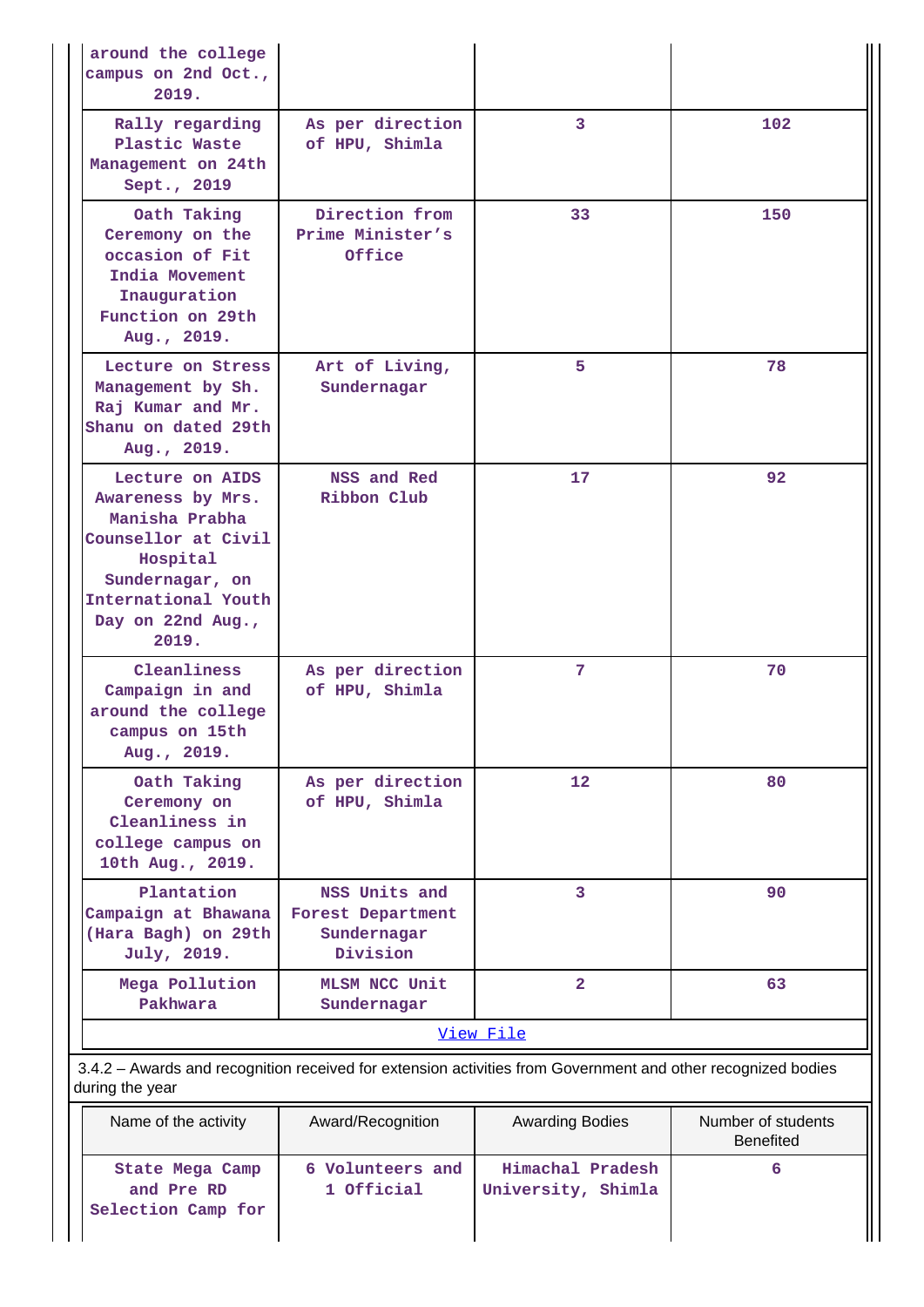| | | | |
|---|---|---|---|
| around the college campus on 2nd Oct., 2019. | | | |
| Rally regarding Plastic Waste Management on 24th Sept., 2019 | As per direction of HPU, Shimla | 3 | 102 |
| Oath Taking Ceremony on the occasion of Fit India Movement Inauguration Function on 29th Aug., 2019. | Direction from Prime Minister's Office | 33 | 150 |
| Lecture on Stress Management by Sh. Raj Kumar and Mr. Shanu on dated 29th Aug., 2019. | Art of Living, Sundernagar | 5 | 78 |
| Lecture on AIDS Awareness by Mrs. Manisha Prabha Counsellor at Civil Hospital Sundernagar, on International Youth Day on 22nd Aug., 2019. | NSS and Red Ribbon Club | 17 | 92 |
| Cleanliness Campaign in and around the college campus on 15th Aug., 2019. | As per direction of HPU, Shimla | 7 | 70 |
| Oath Taking Ceremony on Cleanliness in college campus on 10th Aug., 2019. | As per direction of HPU, Shimla | 12 | 80 |
| Plantation Campaign at Bhawana (Hara Bagh) on 29th July, 2019. | NSS Units and Forest Department Sundernagar Division | 3 | 90 |
| Mega Pollution Pakhwara | MLSM NCC Unit Sundernagar | 2 | 63 |

[View File]

3.4.2 – Awards and recognition received for extension activities from Government and other recognized bodies during the year

| Name of the activity | Award/Recognition | Awarding Bodies | Number of students Benefited |
|---|---|---|---|
| State Mega Camp and Pre RD Selection Camp for | 6 Volunteers and 1 Official | Himachal Pradesh University, Shimla | 6 |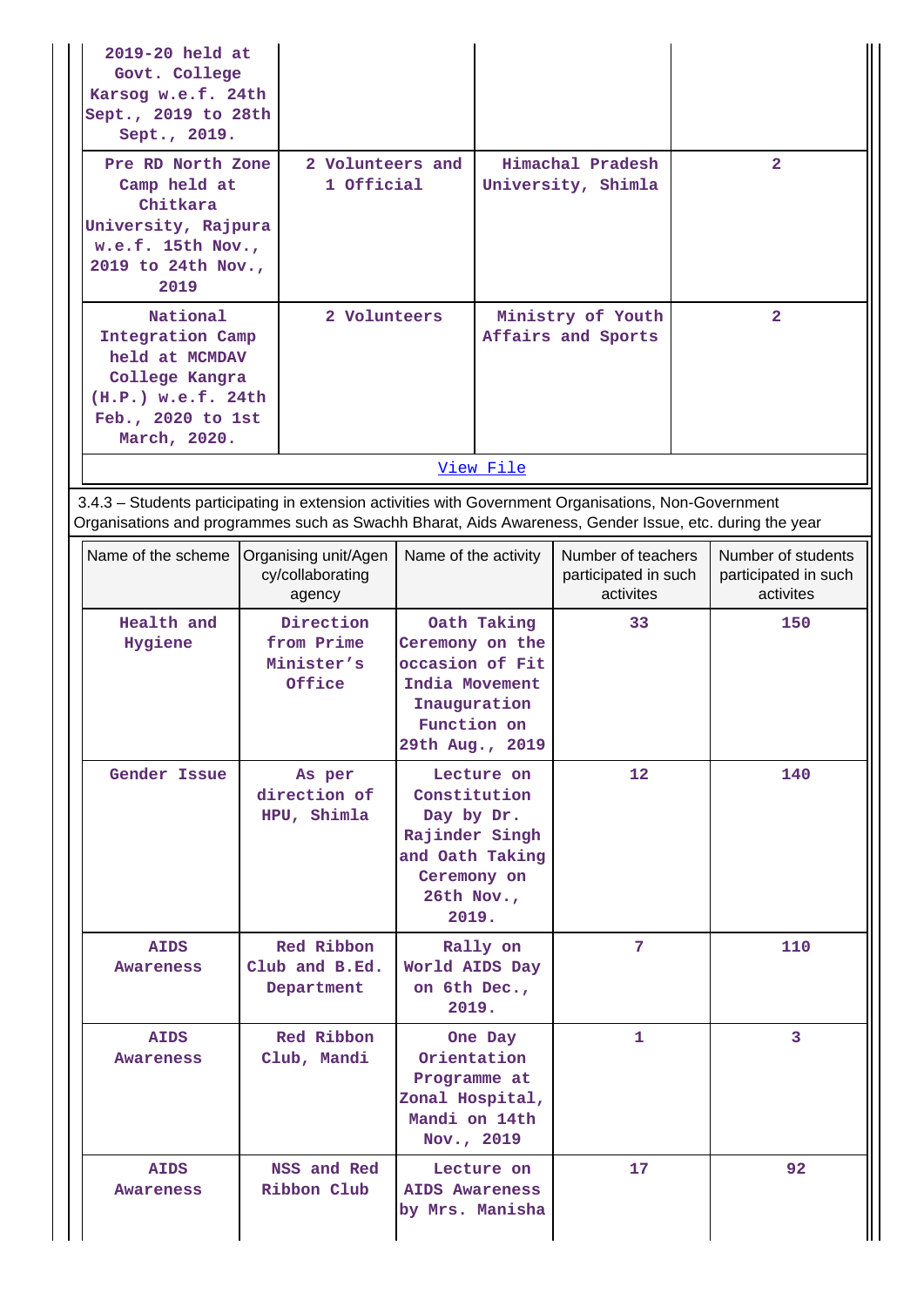| | | | |
|---|---|---|---|
| 2019-20 held at Govt. College Karsog w.e.f. 24th Sept., 2019 to 28th Sept., 2019. | | | |
| Pre RD North Zone Camp held at Chitkara University, Rajpura w.e.f. 15th Nov., 2019 to 24th Nov., 2019 | 2 Volunteers and 1 Official | Himachal Pradesh University, Shimla | 2 |
| National Integration Camp held at MCMDAV College Kangra (H.P.) w.e.f. 24th Feb., 2020 to 1st March, 2020. | 2 Volunteers | Ministry of Youth Affairs and Sports | 2 |

[View File]

3.4.3 – Students participating in extension activities with Government Organisations, Non-Government Organisations and programmes such as Swachh Bharat, Aids Awareness, Gender Issue, etc. during the year

| Name of the scheme | Organising unit/Agency/collaborating agency | Name of the activity | Number of teachers participated in such activites | Number of students participated in such activites |
|---|---|---|---|---|
| Health and Hygiene | Direction from Prime Minister's Office | Oath Taking Ceremony on the occasion of Fit India Movement Inauguration Function on 29th Aug., 2019 | 33 | 150 |
| Gender Issue | As per direction of HPU, Shimla | Lecture on Constitution Day by Dr. Rajinder Singh and Oath Taking Ceremony on 26th Nov., 2019. | 12 | 140 |
| AIDS Awareness | Red Ribbon Club and B.Ed. Department | Rally on World AIDS Day on 6th Dec., 2019. | 7 | 110 |
| AIDS Awareness | Red Ribbon Club, Mandi | One Day Orientation Programme at Zonal Hospital, Mandi on 14th Nov., 2019 | 1 | 3 |
| AIDS Awareness | NSS and Red Ribbon Club | Lecture on AIDS Awareness by Mrs. Manisha | 17 | 92 |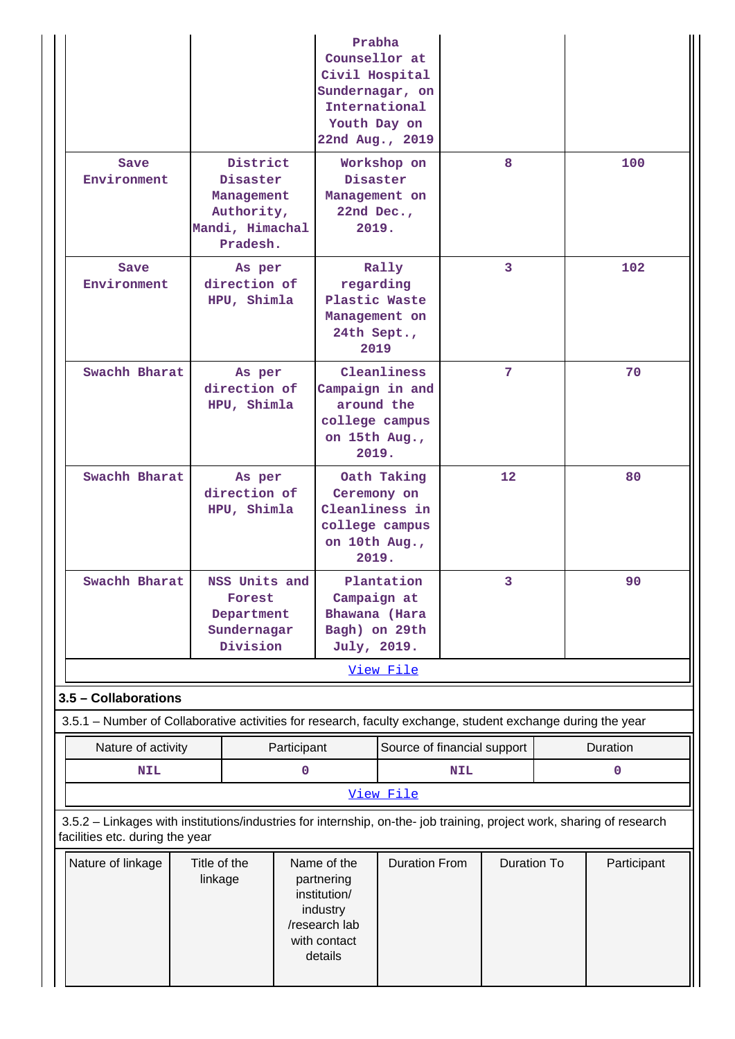| | | | | |
|---|---|---|---|---|
| | | Prabha Counsellor at Civil Hospital Sundernagar, on International Youth Day on 22nd Aug., 2019 | | |
| Save Environment | District Disaster Management Authority, Mandi, Himachal Pradesh. | Workshop on Disaster Management on 22nd Dec., 2019. | 8 | 100 |
| Save Environment | As per direction of HPU, Shimla | Rally regarding Plastic Waste Management on 24th Sept., 2019 | 3 | 102 |
| Swachh Bharat | As per direction of HPU, Shimla | Cleanliness Campaign in and around the college campus on 15th Aug., 2019. | 7 | 70 |
| Swachh Bharat | As per direction of HPU, Shimla | Oath Taking Ceremony on Cleanliness in college campus on 10th Aug., 2019. | 12 | 80 |
| Swachh Bharat | NSS Units and Forest Department Sundernagar Division | Plantation Campaign at Bhawana (Hara Bagh) on 29th July, 2019. | 3 | 90 |

View File

**3.5 – Collaborations**

3.5.1 – Number of Collaborative activities for research, faculty exchange, student exchange during the year

| Nature of activity | Participant | Source of financial support | Duration |
|---|---|---|---|
| NIL | 0 | NIL | 0 |

View File

3.5.2 – Linkages with institutions/industries for internship, on-the- job training, project work, sharing of research facilities etc. during the year

| Nature of linkage | Title of the linkage | Name of the partnering institution/ industry /research lab with contact details | Duration From | Duration To | Participant |
|---|---|---|---|---|---|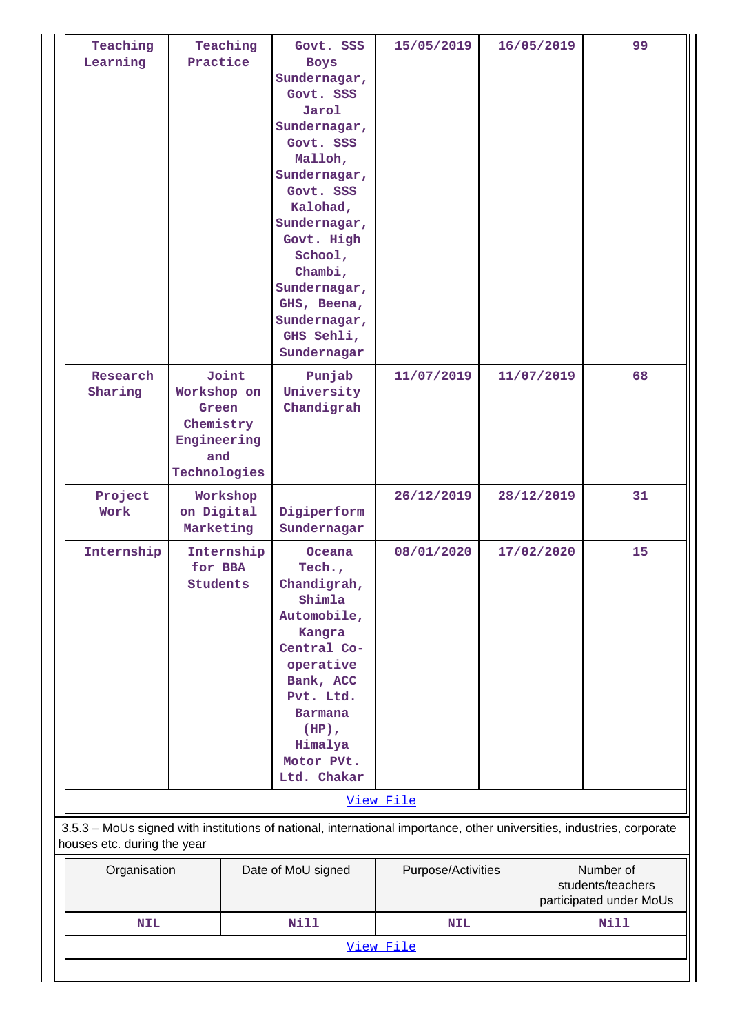| | | | | | |
|---|---|---|---|---|---|
| Teaching Learning | Teaching Practice | Govt. SSS Boys Sundernagar, Govt. SSS Jarol Sundernagar, Govt. SSS Malloh, Sundernagar, Govt. SSS Kalohad, Sundernagar, Govt. High School, Chambi, Sundernagar, GHS, Beena, Sundernagar, GHS Sehli, Sundernagar | 15/05/2019 | 16/05/2019 | 99 |
| Research Sharing | Joint Workshop on Green Chemistry Engineering and Technologies | Punjab University Chandigrah | 11/07/2019 | 11/07/2019 | 68 |
| Project Work | Workshop on Digital Marketing | Digiperform Sundernagar | 26/12/2019 | 28/12/2019 | 31 |
| Internship | Internship for BBA Students | Oceana Tech., Chandigrah, Shimla Automobile, Kangra Central Co-operative Bank, ACC Pvt. Ltd. Barmana (HP), Himalya Motor PVt. Ltd. Chakar | 08/01/2020 | 17/02/2020 | 15 |

View File

3.5.3 – MoUs signed with institutions of national, international importance, other universities, industries, corporate houses etc. during the year

| Organisation | Date of MoU signed | Purpose/Activities | Number of students/teachers participated under MoUs |
|---|---|---|---|
| NIL | Nill | NIL | Nill |

View File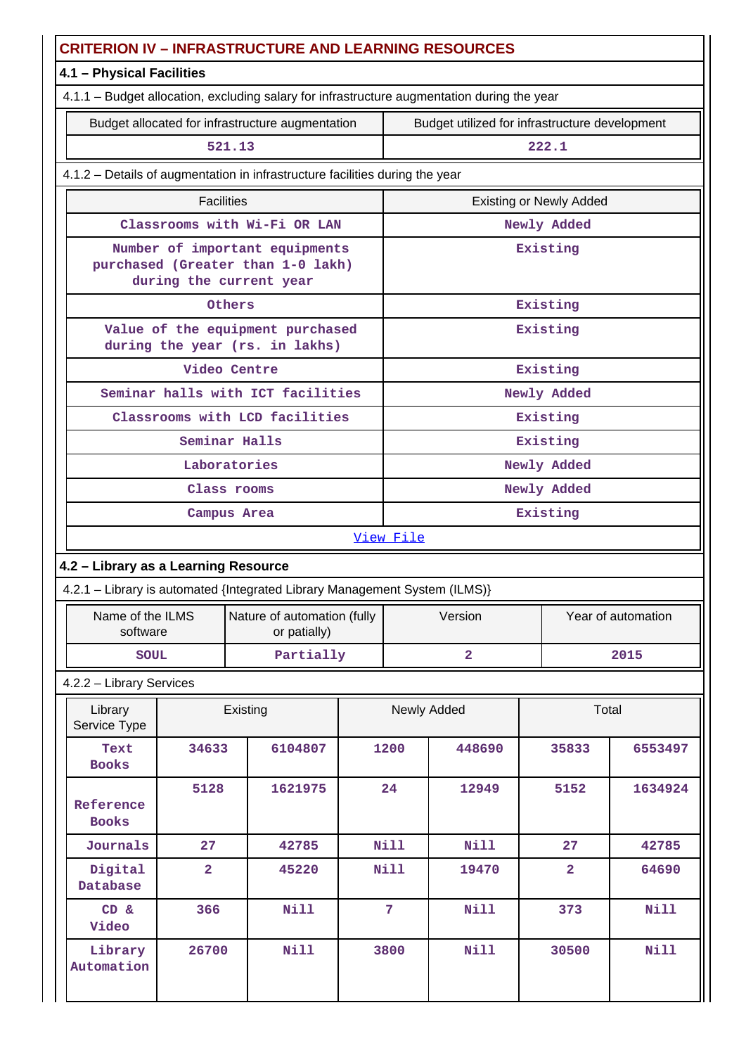## CRITERION IV – INFRASTRUCTURE AND LEARNING RESOURCES

### 4.1 – Physical Facilities

4.1.1 – Budget allocation, excluding salary for infrastructure augmentation during the year

| Budget allocated for infrastructure augmentation | Budget utilized for infrastructure development |
|---|---|
| 521.13 | 222.1 |

4.1.2 – Details of augmentation in infrastructure facilities during the year

| Facilities | Existing or Newly Added |
|---|---|
| Classrooms with Wi-Fi OR LAN | Newly Added |
| Number of important equipments purchased (Greater than 1-0 lakh) during the current year | Existing |
| Others | Existing |
| Value of the equipment purchased during the year (rs. in lakhs) | Existing |
| Video Centre | Existing |
| Seminar halls with ICT facilities | Newly Added |
| Classrooms with LCD facilities | Existing |
| Seminar Halls | Existing |
| Laboratories | Newly Added |
| Class rooms | Newly Added |
| Campus Area | Existing |
| View File | |

### 4.2 – Library as a Learning Resource

4.2.1 – Library is automated {Integrated Library Management System (ILMS)}

| Name of the ILMS software | Nature of automation (fully or patially) | Version | Year of automation |
|---|---|---|---|
| SOUL | Partially | 2 | 2015 |

4.2.2 – Library Services

| Library Service Type | Existing | | Newly Added | | Total | |
|---|---|---|---|---|---|---|
| Text Books | 34633 | 6104807 | 1200 | 448690 | 35833 | 6553497 |
| Reference Books | 5128 | 1621975 | 24 | 12949 | 5152 | 1634924 |
| Journals | 27 | 42785 | Nill | Nill | 27 | 42785 |
| Digital Database | 2 | 45220 | Nill | 19470 | 2 | 64690 |
| CD & Video | 366 | Nill | 7 | Nill | 373 | Nill |
| Library Automation | 26700 | Nill | 3800 | Nill | 30500 | Nill |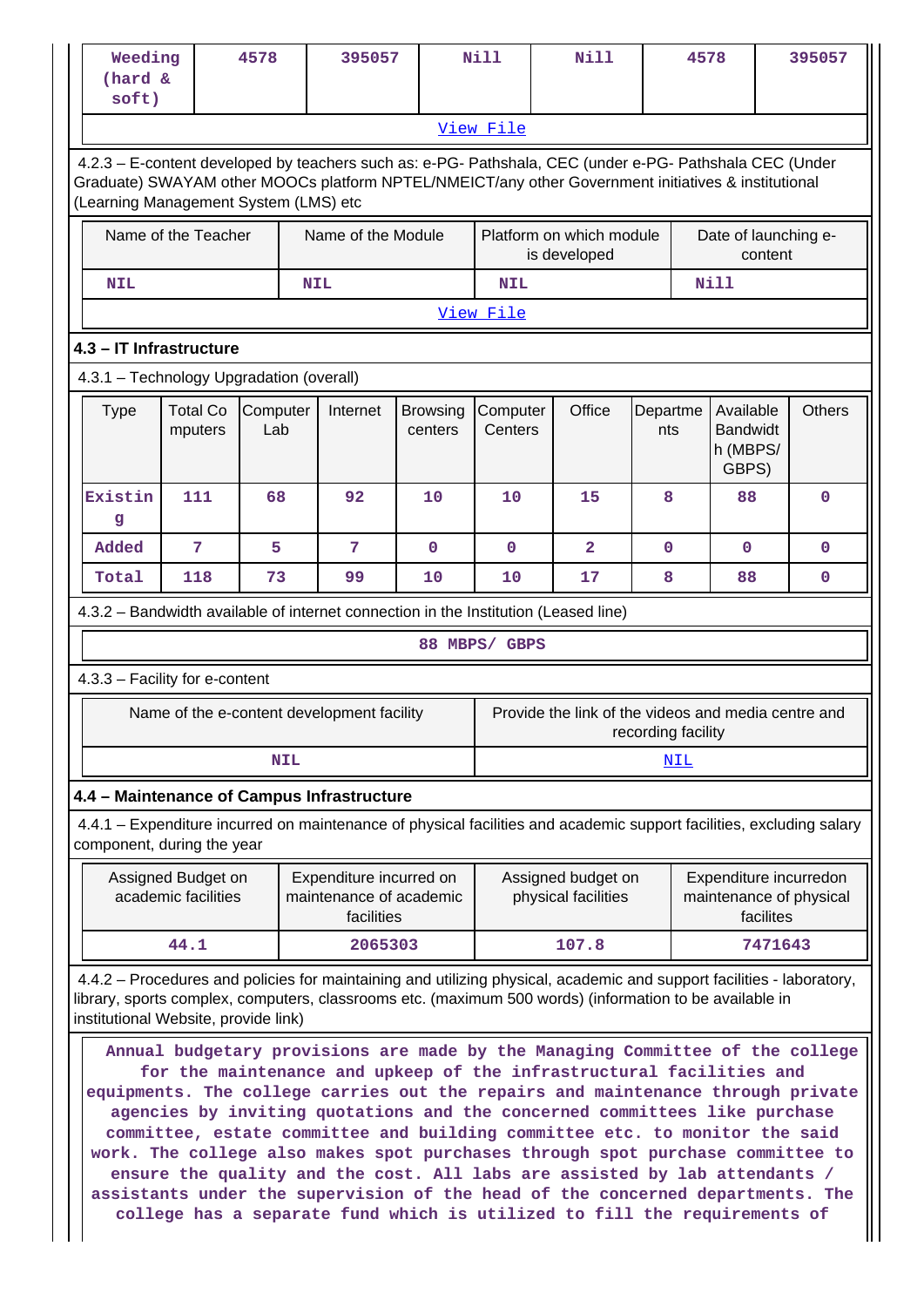| | | | | | | |
|---|---|---|---|---|---|---|
| Weeding (hard & soft) | 4578 | 395057 | Nill | Nill | 4578 | 395057 |

View File

4.2.3 – E-content developed by teachers such as: e-PG- Pathshala, CEC (under e-PG- Pathshala CEC (Under Graduate) SWAYAM other MOOCs platform NPTEL/NMEICT/any other Government initiatives & institutional (Learning Management System (LMS) etc

| Name of the Teacher | Name of the Module | Platform on which module is developed | Date of launching e-content |
|---|---|---|---|
| NIL | NIL | NIL | Nill |

View File

### 4.3 – IT Infrastructure

4.3.1 – Technology Upgradation (overall)

| Type | Total Computers | Computer Lab | Internet | Browsing centers | Computer Centers | Office | Departments | Available Bandwidth (MBPS/ GBPS) | Others |
|---|---|---|---|---|---|---|---|---|---|
| Existing | 111 | 68 | 92 | 10 | 10 | 15 | 8 | 88 | 0 |
| Added | 7 | 5 | 7 | 0 | 0 | 2 | 0 | 0 | 0 |
| Total | 118 | 73 | 99 | 10 | 10 | 17 | 8 | 88 | 0 |

4.3.2 – Bandwidth available of internet connection in the Institution (Leased line)

88 MBPS/ GBPS

4.3.3 – Facility for e-content

| Name of the e-content development facility | Provide the link of the videos and media centre and recording facility |
|---|---|
| NIL | NIL |

### 4.4 – Maintenance of Campus Infrastructure

4.4.1 – Expenditure incurred on maintenance of physical facilities and academic support facilities, excluding salary component, during the year

| Assigned Budget on academic facilities | Expenditure incurred on maintenance of academic facilities | Assigned budget on physical facilities | Expenditure incurredon maintenance of physical facilites |
|---|---|---|---|
| 44.1 | 2065303 | 107.8 | 7471643 |

4.4.2 – Procedures and policies for maintaining and utilizing physical, academic and support facilities - laboratory, library, sports complex, computers, classrooms etc. (maximum 500 words) (information to be available in institutional Website, provide link)

Annual budgetary provisions are made by the Managing Committee of the college for the maintenance and upkeep of the infrastructural facilities and equipments. The college carries out the repairs and maintenance through private agencies by inviting quotations and the concerned committees like purchase committee, estate committee and building committee etc. to monitor the said work. The college also makes spot purchases through spot purchase committee to ensure the quality and the cost. All labs are assisted by lab attendants / assistants under the supervision of the head of the concerned departments. The college has a separate fund which is utilized to fill the requirements of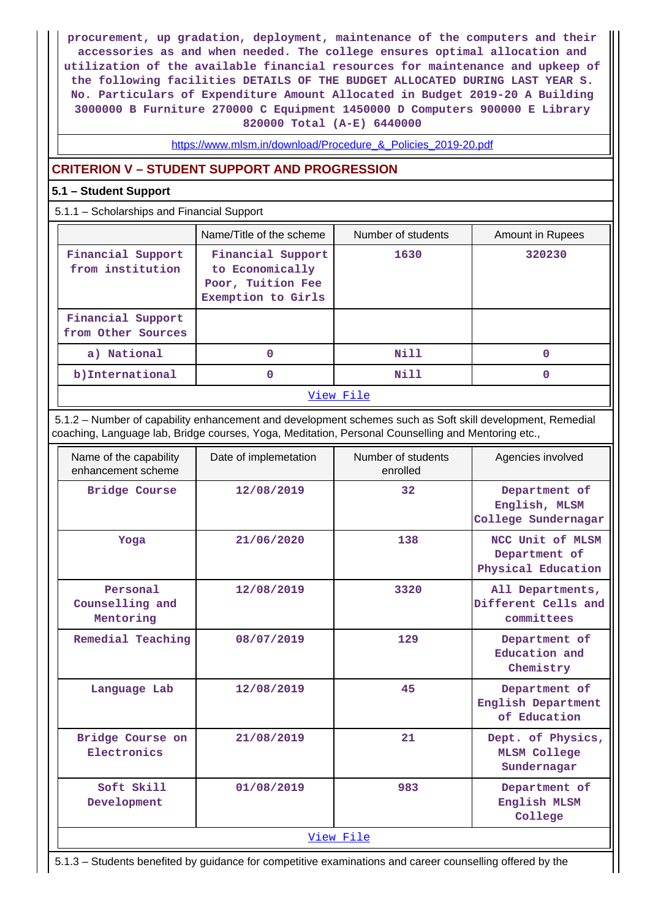procurement, up gradation, deployment, maintenance of the computers and their accessories as and when needed. The college ensures optimal allocation and utilization of the available financial resources for maintenance and upkeep of the following facilities DETAILS OF THE BUDGET ALLOCATED DURING LAST YEAR S. No. Particulars of Expenditure Amount Allocated in Budget 2019-20 A Building 3000000 B Furniture 270000 C Equipment 1450000 D Computers 900000 E Library 820000 Total (A-E) 6440000

https://www.mlsm.in/download/Procedure_&_Policies_2019-20.pdf

## CRITERION V – STUDENT SUPPORT AND PROGRESSION

### 5.1 – Student Support

5.1.1 – Scholarships and Financial Support

| | Name/Title of the scheme | Number of students | Amount in Rupees |
|---|---|---|---|
| Financial Support from institution | Financial Support to Economically Poor, Tuition Fee Exemption to Girls | 1630 | 320230 |
| Financial Support from Other Sources | | | |
| a) National | 0 | Nill | 0 |
| b)International | 0 | Nill | 0 |

View File

5.1.2 – Number of capability enhancement and development schemes such as Soft skill development, Remedial coaching, Language lab, Bridge courses, Yoga, Meditation, Personal Counselling and Mentoring etc.,

| Name of the capability enhancement scheme | Date of implemetation | Number of students enrolled | Agencies involved |
|---|---|---|---|
| Bridge Course | 12/08/2019 | 32 | Department of English, MLSM College Sundernagar |
| Yoga | 21/06/2020 | 138 | NCC Unit of MLSM Department of Physical Education |
| Personal Counselling and Mentoring | 12/08/2019 | 3320 | All Departments, Different Cells and committees |
| Remedial Teaching | 08/07/2019 | 129 | Department of Education and Chemistry |
| Language Lab | 12/08/2019 | 45 | Department of English Department of Education |
| Bridge Course on Electronics | 21/08/2019 | 21 | Dept. of Physics, MLSM College Sundernagar |
| Soft Skill Development | 01/08/2019 | 983 | Department of English MLSM College |

View File

5.1.3 – Students benefited by guidance for competitive examinations and career counselling offered by the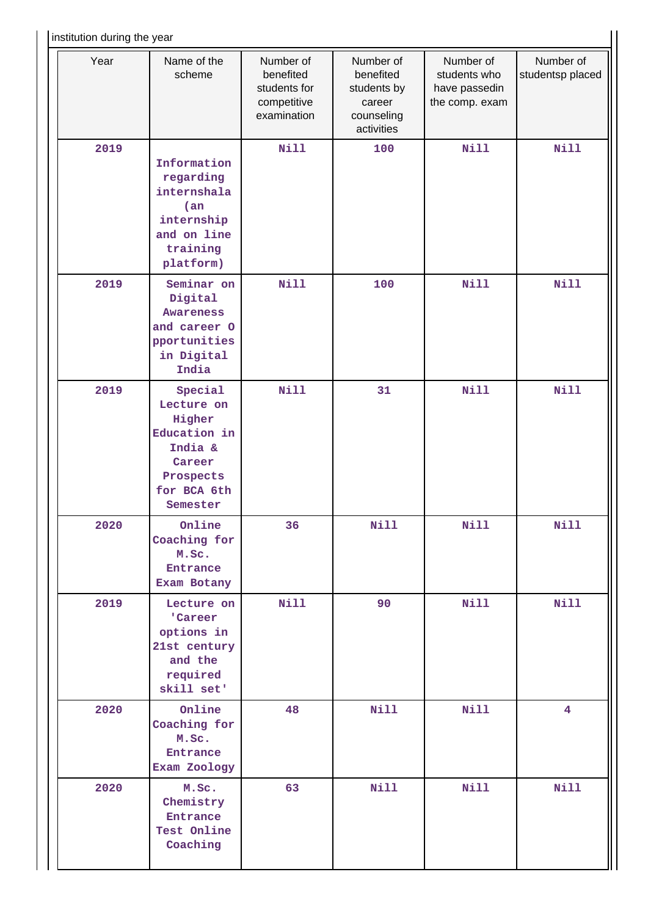institution during the year

| Year | Name of the scheme | Number of benefited students for competitive examination | Number of benefited students by career counseling activities | Number of students who have passedin the comp. exam | Number of studentsp placed |
|---|---|---|---|---|---|
| 2019 | Information regarding internshala (an internship and on line training platform) | Nill | 100 | Nill | Nill |
| 2019 | Seminar on Digital Awareness and career O pportunities in Digital India | Nill | 100 | Nill | Nill |
| 2019 | Special Lecture on Higher Education in India & Career Prospects for BCA 6th Semester | Nill | 31 | Nill | Nill |
| 2020 | Online Coaching for M.Sc. Entrance Exam Botany | 36 | Nill | Nill | Nill |
| 2019 | Lecture on 'Career options in 21st century and the required skill set' | Nill | 90 | Nill | Nill |
| 2020 | Online Coaching for M.Sc. Entrance Exam Zoology | 48 | Nill | Nill | 4 |
| 2020 | M.Sc. Chemistry Entrance Test Online Coaching | 63 | Nill | Nill | Nill |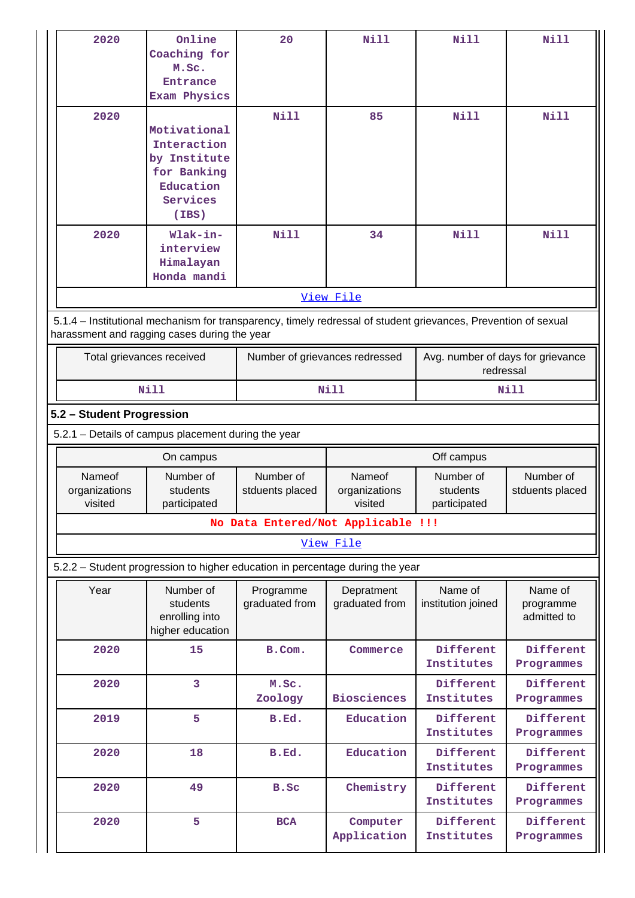| 2020 | Online Coaching for M.Sc. Entrance Exam Physics | 20 | Nill | Nill | Nill |
|---|---|---|---|---|---|
| 2020 | Motivational Interaction by Institute for Banking Education Services (IBS) | Nill | 85 | Nill | Nill |
| 2020 | Wlak-in-interview Himalayan Honda mandi | Nill | 34 | Nill | Nill |
| View File | | | | | |

5.1.4 – Institutional mechanism for transparency, timely redressal of student grievances, Prevention of sexual harassment and ragging cases during the year

| Total grievances received | Number of grievances redressed | Avg. number of days for grievance redressal |
|---|---|---|
| Nill | Nill | Nill |

**5.2 – Student Progression**

5.2.1 – Details of campus placement during the year

| On campus | | | Off campus | | |
|---|---|---|---|---|---|
| Nameof organizations visited | Number of students participated | Number of stduents placed | Nameof organizations visited | Number of students participated | Number of stduents placed |
| No Data Entered/Not Applicable !!! | | | | | |
| View File | | | | | |

5.2.2 – Student progression to higher education in percentage during the year

| Year | Number of students enrolling into higher education | Programme graduated from | Depratment graduated from | Name of institution joined | Name of programme admitted to |
|---|---|---|---|---|---|
| 2020 | 15 | B.Com. | Commerce | Different Institutes | Different Programmes |
| 2020 | 3 | M.Sc. Zoology | Biosciences | Different Institutes | Different Programmes |
| 2019 | 5 | B.Ed. | Education | Different Institutes | Different Programmes |
| 2020 | 18 | B.Ed. | Education | Different Institutes | Different Programmes |
| 2020 | 49 | B.Sc | Chemistry | Different Institutes | Different Programmes |
| 2020 | 5 | BCA | Computer Application | Different Institutes | Different Programmes |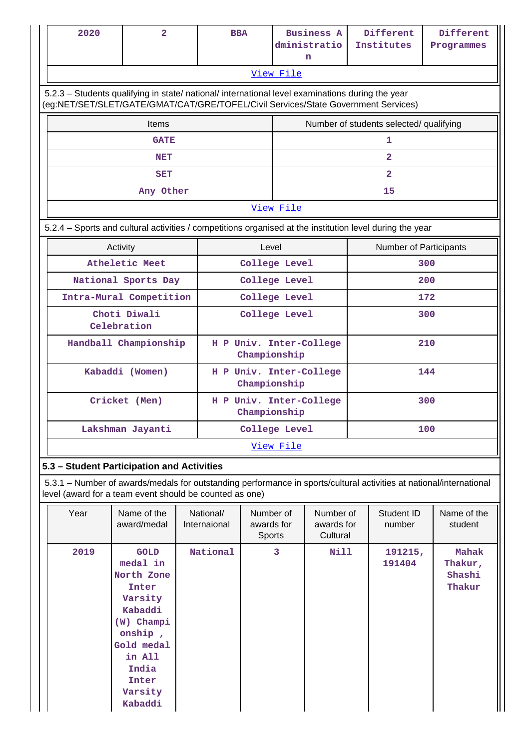| | | | | | |
|---|---|---|---|---|---|
| 2020 | 2 | BBA | Business Administration | Different Institutes | Different Programmes |

View File

5.2.3 – Students qualifying in state/ national/ international level examinations during the year (eg:NET/SET/SLET/GATE/GMAT/CAT/GRE/TOFEL/Civil Services/State Government Services)

| Items | Number of students selected/ qualifying |
|---|---|
| GATE | 1 |
| NET | 2 |
| SET | 2 |
| Any Other | 15 |

View File

5.2.4 – Sports and cultural activities / competitions organised at the institution level during the year

| Activity | Level | Number of Participants |
|---|---|---|
| Atheletic Meet | College Level | 300 |
| National Sports Day | College Level | 200 |
| Intra-Mural Competition | College Level | 172 |
| Choti Diwali Celebration | College Level | 300 |
| Handball Championship | H P Univ. Inter-College Championship | 210 |
| Kabaddi (Women) | H P Univ. Inter-College Championship | 144 |
| Cricket (Men) | H P Univ. Inter-College Championship | 300 |
| Lakshman Jayanti | College Level | 100 |

View File

## 5.3 – Student Participation and Activities

5.3.1 – Number of awards/medals for outstanding performance in sports/cultural activities at national/international level (award for a team event should be counted as one)

| Year | Name of the award/medal | National/ Internaional | Number of awards for Sports | Number of awards for Cultural | Student ID number | Name of the student |
|---|---|---|---|---|---|---|
| 2019 | GOLD medal in North Zone Inter Varsity Kabaddi (W) Championship , Gold medal in All India Inter Varsity Kabaddi | National | 3 | Nill | 191215, 191404 | Mahak Thakur, Shashi Thakur |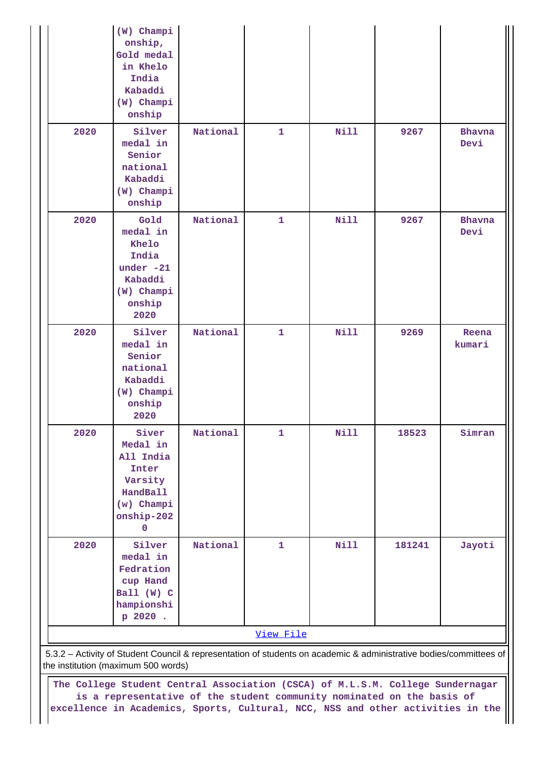| | | | | | | |
|---|---|---|---|---|---|---|
| | (W) Championship, Gold medal in Khelo India Kabaddi (W) Championship | | | | | |
| 2020 | Silver medal in Senior national Kabaddi (W) Championship | National | 1 | Nill | 9267 | Bhavna Devi |
| 2020 | Gold medal in Khelo India under -21 Kabaddi (W) Championship 2020 | National | 1 | Nill | 9267 | Bhavna Devi |
| 2020 | Silver medal in Senior national Kabaddi (W) Championship 2020 | National | 1 | Nill | 9269 | Reena kumari |
| 2020 | Siver Medal in All India Inter Varsity HandBall (w) Championship-2020 | National | 1 | Nill | 18523 | Simran |
| 2020 | Silver medal in Fedration cup Hand Ball (W) Championship 2020 . | National | 1 | Nill | 181241 | Jayoti |

View File

5.3.2 – Activity of Student Council & representation of students on academic & administrative bodies/committees of the institution (maximum 500 words)

The College Student Central Association (CSCA) of M.L.S.M. College Sundernagar is a representative of the student community nominated on the basis of excellence in Academics, Sports, Cultural, NCC, NSS and other activities in the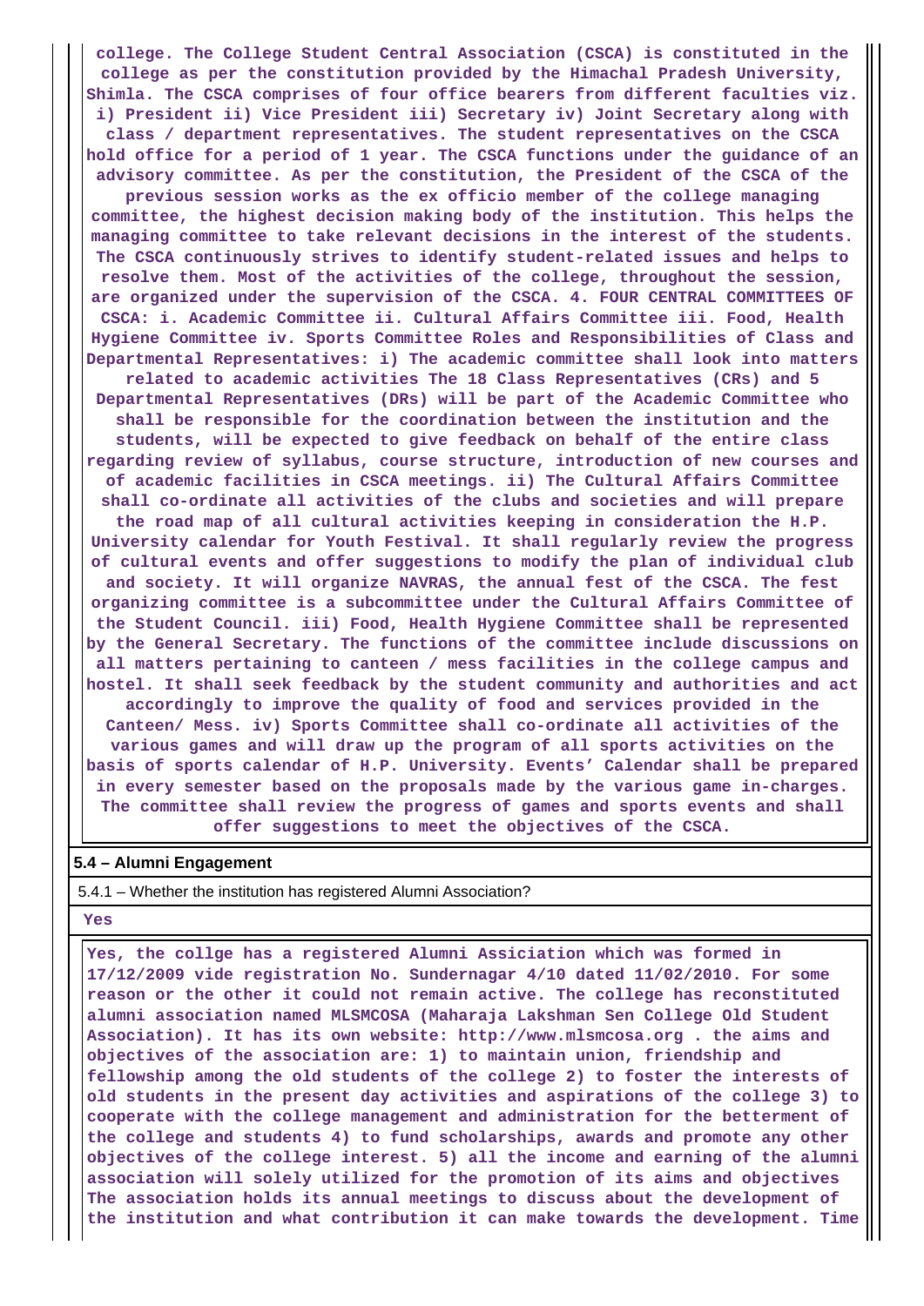**college. The College Student Central Association (CSCA) is constituted in the college as per the constitution provided by the Himachal Pradesh University, Shimla. The CSCA comprises of four office bearers from different faculties viz. i) President ii) Vice President iii) Secretary iv) Joint Secretary along with class / department representatives. The student representatives on the CSCA hold office for a period of 1 year. The CSCA functions under the guidance of an advisory committee. As per the constitution, the President of the CSCA of the previous session works as the ex officio member of the college managing committee, the highest decision making body of the institution. This helps the managing committee to take relevant decisions in the interest of the students. The CSCA continuously strives to identify student-related issues and helps to resolve them. Most of the activities of the college, throughout the session, are organized under the supervision of the CSCA. 4. FOUR CENTRAL COMMITTEES OF CSCA: i. Academic Committee ii. Cultural Affairs Committee iii. Food, Health Hygiene Committee iv. Sports Committee Roles and Responsibilities of Class and Departmental Representatives: i) The academic committee shall look into matters related to academic activities The 18 Class Representatives (CRs) and 5 Departmental Representatives (DRs) will be part of the Academic Committee who shall be responsible for the coordination between the institution and the students, will be expected to give feedback on behalf of the entire class regarding review of syllabus, course structure, introduction of new courses and of academic facilities in CSCA meetings. ii) The Cultural Affairs Committee shall co-ordinate all activities of the clubs and societies and will prepare the road map of all cultural activities keeping in consideration the H.P. University calendar for Youth Festival. It shall regularly review the progress of cultural events and offer suggestions to modify the plan of individual club and society. It will organize NAVRAS, the annual fest of the CSCA. The fest organizing committee is a subcommittee under the Cultural Affairs Committee of the Student Council. iii) Food, Health Hygiene Committee shall be represented by the General Secretary. The functions of the committee include discussions on all matters pertaining to canteen / mess facilities in the college campus and hostel. It shall seek feedback by the student community and authorities and act accordingly to improve the quality of food and services provided in the Canteen/ Mess. iv) Sports Committee shall co-ordinate all activities of the various games and will draw up the program of all sports activities on the basis of sports calendar of H.P. University. Events' Calendar shall be prepared in every semester based on the proposals made by the various game in-charges. The committee shall review the progress of games and sports events and shall offer suggestions to meet the objectives of the CSCA.**

**5.4 – Alumni Engagement**

5.4.1 – Whether the institution has registered Alumni Association?

**Yes**

**Yes, the collge has a registered Alumni Assiciation which was formed in 17/12/2009 vide registration No. Sundernagar 4/10 dated 11/02/2010. For some reason or the other it could not remain active. The college has reconstituted alumni association named MLSMCOSA (Maharaja Lakshman Sen College Old Student Association). It has its own website: http://www.mlsmcosa.org . the aims and objectives of the association are: 1) to maintain union, friendship and fellowship among the old students of the college 2) to foster the interests of old students in the present day activities and aspirations of the college 3) to cooperate with the college management and administration for the betterment of the college and students 4) to fund scholarships, awards and promote any other objectives of the college interest. 5) all the income and earning of the alumni association will solely utilized for the promotion of its aims and objectives The association holds its annual meetings to discuss about the development of the institution and what contribution it can make towards the development. Time**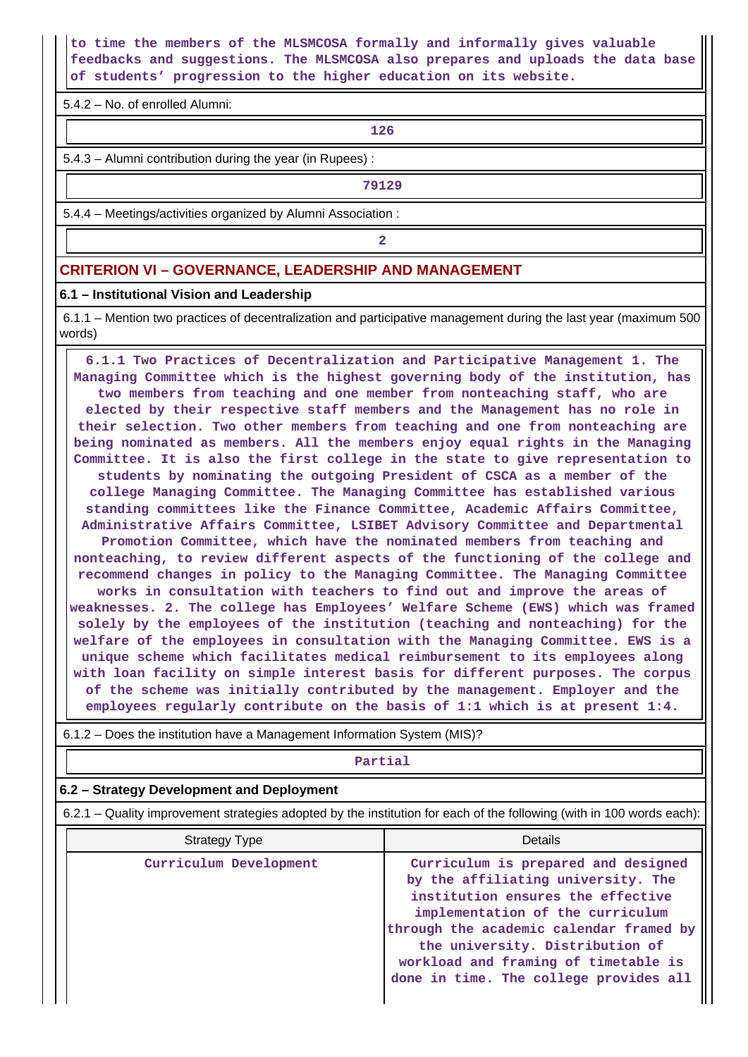to time the members of the MLSMCOSA formally and informally gives valuable feedbacks and suggestions. The MLSMCOSA also prepares and uploads the data base of students' progression to the higher education on its website.

5.4.2 – No. of enrolled Alumni:

126

5.4.3 – Alumni contribution during the year (in Rupees) :

79129

5.4.4 – Meetings/activities organized by Alumni Association :

2

## CRITERION VI – GOVERNANCE, LEADERSHIP AND MANAGEMENT

### 6.1 – Institutional Vision and Leadership

6.1.1 – Mention two practices of decentralization and participative management during the last year (maximum 500 words)

6.1.1 Two Practices of Decentralization and Participative Management 1. The Managing Committee which is the highest governing body of the institution, has two members from teaching and one member from nonteaching staff, who are elected by their respective staff members and the Management has no role in their selection. Two other members from teaching and one from nonteaching are being nominated as members. All the members enjoy equal rights in the Managing Committee. It is also the first college in the state to give representation to students by nominating the outgoing President of CSCA as a member of the college Managing Committee. The Managing Committee has established various standing committees like the Finance Committee, Academic Affairs Committee, Administrative Affairs Committee, LSIBET Advisory Committee and Departmental Promotion Committee, which have the nominated members from teaching and nonteaching, to review different aspects of the functioning of the college and recommend changes in policy to the Managing Committee. The Managing Committee works in consultation with teachers to find out and improve the areas of weaknesses. 2. The college has Employees' Welfare Scheme (EWS) which was framed solely by the employees of the institution (teaching and nonteaching) for the welfare of the employees in consultation with the Managing Committee. EWS is a unique scheme which facilitates medical reimbursement to its employees along with loan facility on simple interest basis for different purposes. The corpus of the scheme was initially contributed by the management. Employer and the employees regularly contribute on the basis of 1:1 which is at present 1:4.

6.1.2 – Does the institution have a Management Information System (MIS)?

Partial

### 6.2 – Strategy Development and Deployment

6.2.1 – Quality improvement strategies adopted by the institution for each of the following (with in 100 words each):

| Strategy Type | Details |
|---|---|
| Curriculum Development | Curriculum is prepared and designed by the affiliating university. The institution ensures the effective implementation of the curriculum through the academic calendar framed by the university. Distribution of workload and framing of timetable is done in time. The college provides all |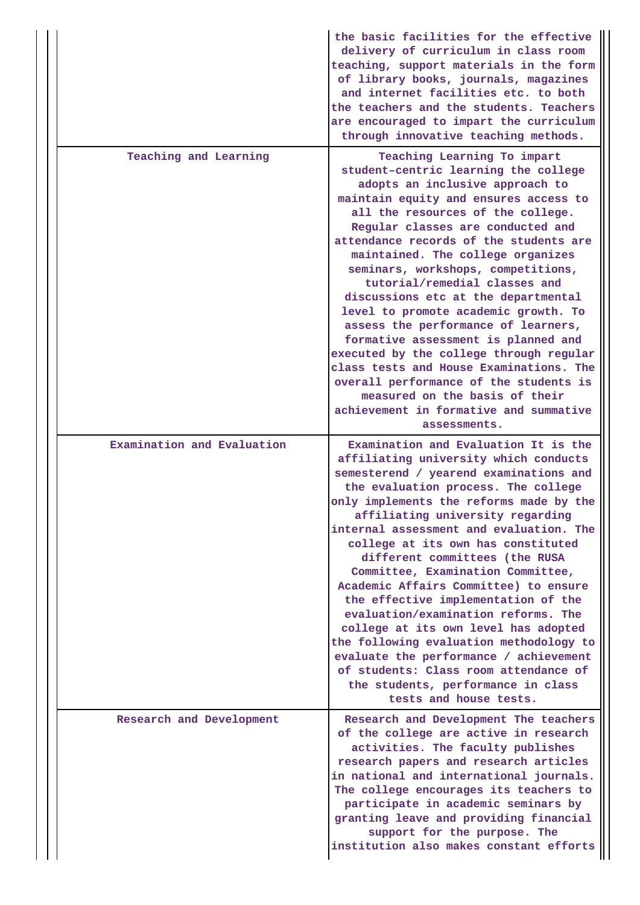| | |
|---|---|
| | the basic facilities for the effective delivery of curriculum in class room teaching, support materials in the form of library books, journals, magazines and internet facilities etc. to both the teachers and the students. Teachers are encouraged to impart the curriculum through innovative teaching methods. |
| Teaching and Learning | Teaching Learning To impart student–centric learning the college adopts an inclusive approach to maintain equity and ensures access to all the resources of the college. Regular classes are conducted and attendance records of the students are maintained. The college organizes seminars, workshops, competitions, tutorial/remedial classes and discussions etc at the departmental level to promote academic growth. To assess the performance of learners, formative assessment is planned and executed by the college through regular class tests and House Examinations. The overall performance of the students is measured on the basis of their achievement in formative and summative assessments. |
| Examination and Evaluation | Examination and Evaluation It is the affiliating university which conducts semesterend / yearend examinations and the evaluation process. The college only implements the reforms made by the affiliating university regarding internal assessment and evaluation. The college at its own has constituted different committees (the RUSA Committee, Examination Committee, Academic Affairs Committee) to ensure the effective implementation of the evaluation/examination reforms. The college at its own level has adopted the following evaluation methodology to evaluate the performance / achievement of students: Class room attendance of the students, performance in class tests and house tests. |
| Research and Development | Research and Development The teachers of the college are active in research activities. The faculty publishes research papers and research articles in national and international journals. The college encourages its teachers to participate in academic seminars by granting leave and providing financial support for the purpose. The institution also makes constant efforts |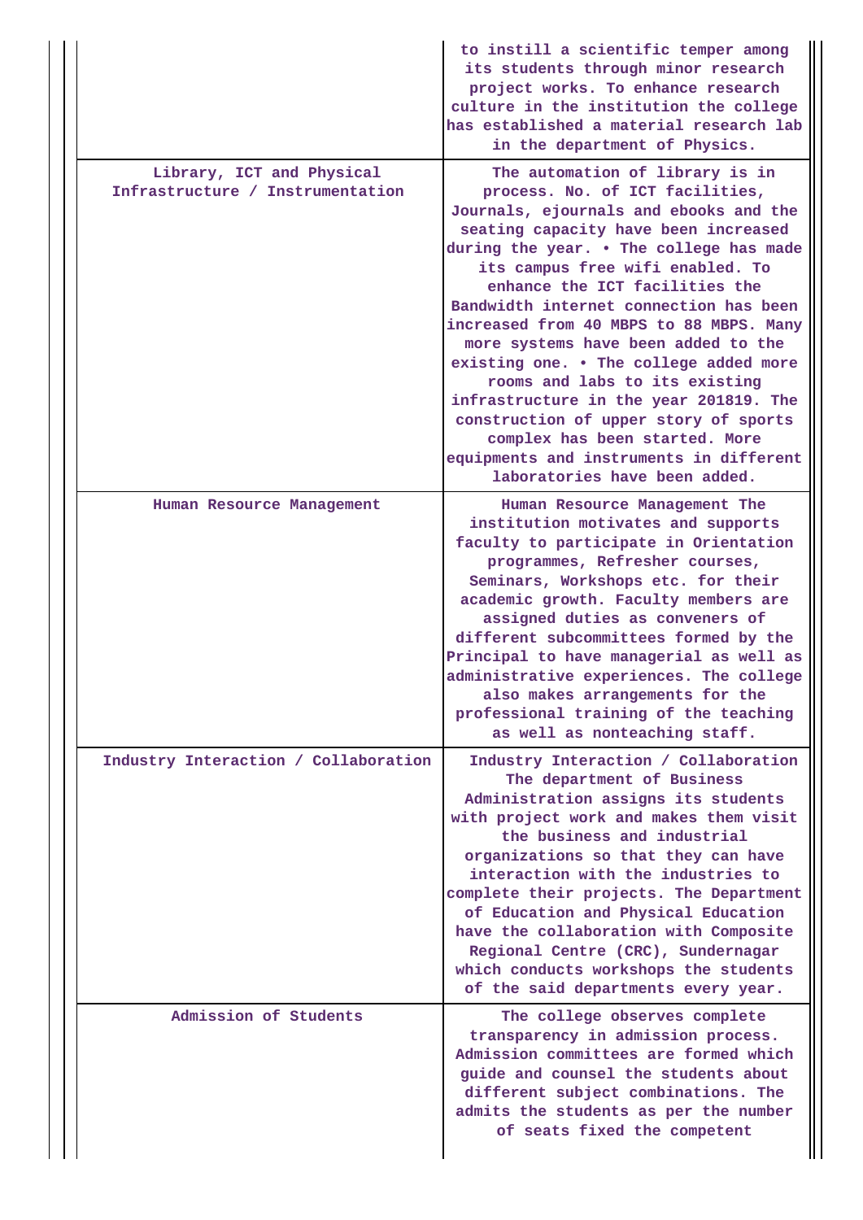| | |
|---|---|
| | to instill a scientific temper among its students through minor research project works. To enhance research culture in the institution the college has established a material research lab in the department of Physics. |
| Library, ICT and Physical Infrastructure / Instrumentation | The automation of library is in process. No. of ICT facilities, Journals, ejournals and ebooks and the seating capacity have been increased during the year. • The college has made its campus free wifi enabled. To enhance the ICT facilities the Bandwidth internet connection has been increased from 40 MBPS to 88 MBPS. Many more systems have been added to the existing one. • The college added more rooms and labs to its existing infrastructure in the year 201819. The construction of upper story of sports complex has been started. More equipments and instruments in different laboratories have been added. |
| Human Resource Management | Human Resource Management The institution motivates and supports faculty to participate in Orientation programmes, Refresher courses, Seminars, Workshops etc. for their academic growth. Faculty members are assigned duties as conveners of different subcommittees formed by the Principal to have managerial as well as administrative experiences. The college also makes arrangements for the professional training of the teaching as well as nonteaching staff. |
| Industry Interaction / Collaboration | Industry Interaction / Collaboration The department of Business Administration assigns its students with project work and makes them visit the business and industrial organizations so that they can have interaction with the industries to complete their projects. The Department of Education and Physical Education have the collaboration with Composite Regional Centre (CRC), Sundernagar which conducts workshops the students of the said departments every year. |
| Admission of Students | The college observes complete transparency in admission process. Admission committees are formed which guide and counsel the students about different subject combinations. The admits the students as per the number of seats fixed the competent |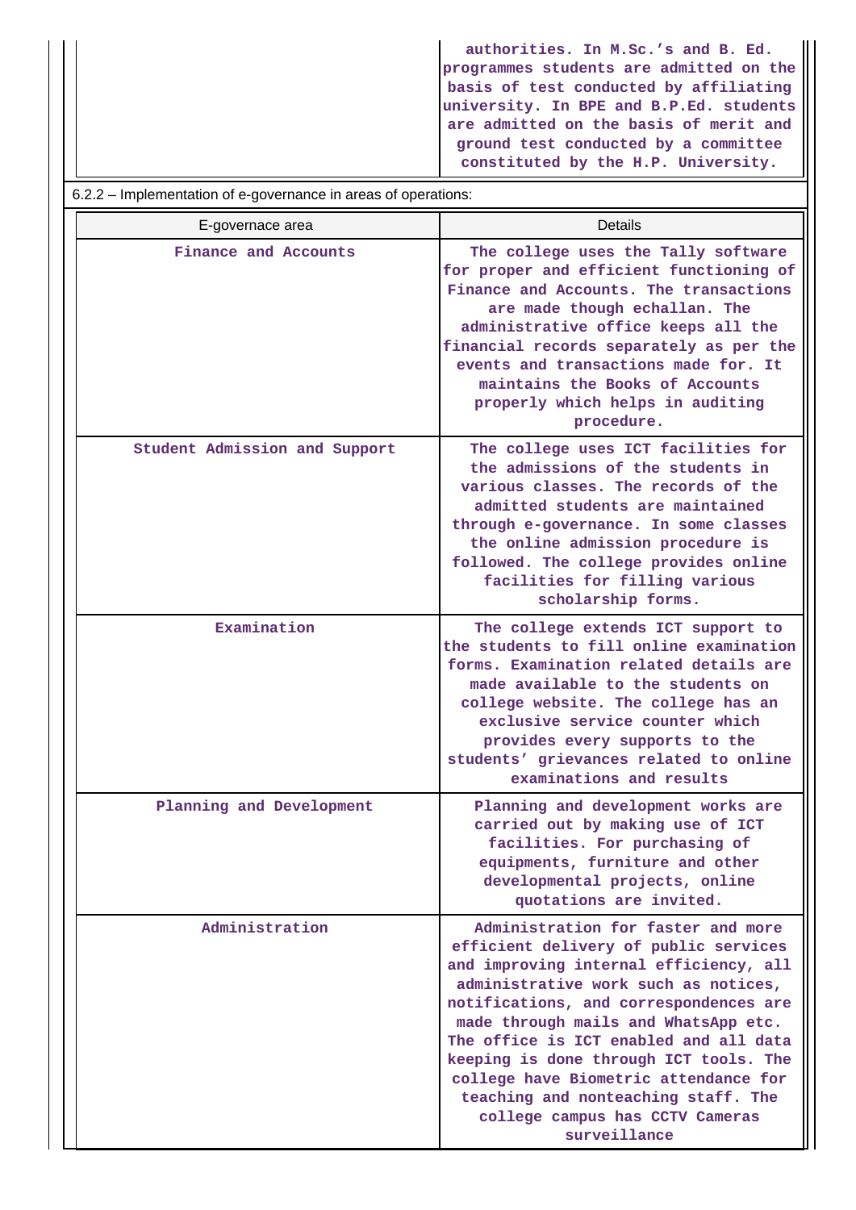| | |
|---|---|
| | authorities. In M.Sc.'s and B. Ed. programmes students are admitted on the basis of test conducted by affiliating university. In BPE and B.P.Ed. students are admitted on the basis of merit and ground test conducted by a committee constituted by the H.P. University. |

6.2.2 – Implementation of e-governance in areas of operations:

| E-governace area | Details |
|---|---|
| Finance and Accounts | The college uses the Tally software for proper and efficient functioning of Finance and Accounts. The transactions are made though echallan. The administrative office keeps all the financial records separately as per the events and transactions made for. It maintains the Books of Accounts properly which helps in auditing procedure. |
| Student Admission and Support | The college uses ICT facilities for the admissions of the students in various classes. The records of the admitted students are maintained through e-governance. In some classes the online admission procedure is followed. The college provides online facilities for filling various scholarship forms. |
| Examination | The college extends ICT support to the students to fill online examination forms. Examination related details are made available to the students on college website. The college has an exclusive service counter which provides every supports to the students' grievances related to online examinations and results |
| Planning and Development | Planning and development works are carried out by making use of ICT facilities. For purchasing of equipments, furniture and other developmental projects, online quotations are invited. |
| Administration | Administration for faster and more efficient delivery of public services and improving internal efficiency, all administrative work such as notices, notifications, and correspondences are made through mails and WhatsApp etc. The office is ICT enabled and all data keeping is done through ICT tools. The college have Biometric attendance for teaching and nonteaching staff. The college campus has CCTV Cameras surveillance |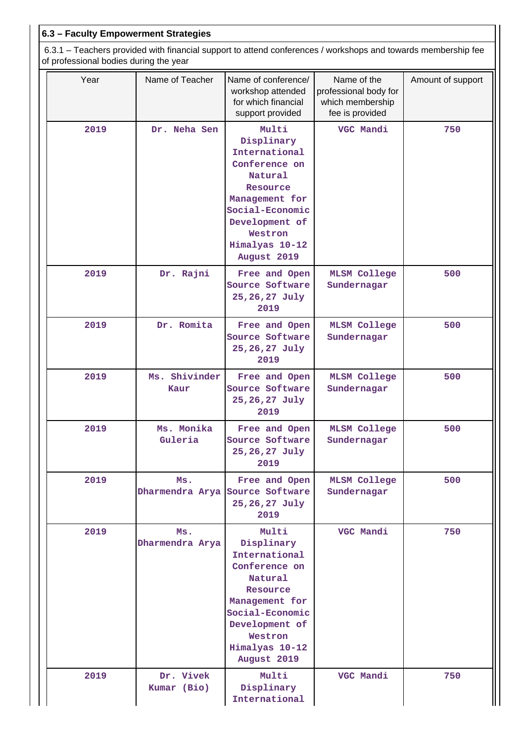## 6.3 – Faculty Empowerment Strategies

6.3.1 – Teachers provided with financial support to attend conferences / workshops and towards membership fee of professional bodies during the year

| Year | Name of Teacher | Name of conference/ workshop attended for which financial support provided | Name of the professional body for which membership fee is provided | Amount of support |
|---|---|---|---|---|
| 2019 | Dr. Neha Sen | Multi Displinary International Conference on Natural Resource Management for Social-Economic Development of Westron Himalyas 10-12 August 2019 | VGC Mandi | 750 |
| 2019 | Dr. Rajni | Free and Open Source Software 25,26,27 July 2019 | MLSM College Sundernagar | 500 |
| 2019 | Dr. Romita | Free and Open Source Software 25,26,27 July 2019 | MLSM College Sundernagar | 500 |
| 2019 | Ms. Shivinder Kaur | Free and Open Source Software 25,26,27 July 2019 | MLSM College Sundernagar | 500 |
| 2019 | Ms. Monika Guleria | Free and Open Source Software 25,26,27 July 2019 | MLSM College Sundernagar | 500 |
| 2019 | Ms. Dharmendra Arya | Free and Open Source Software 25,26,27 July 2019 | MLSM College Sundernagar | 500 |
| 2019 | Ms. Dharmendra Arya | Multi Displinary International Conference on Natural Resource Management for Social-Economic Development of Westron Himalyas 10-12 August 2019 | VGC Mandi | 750 |
| 2019 | Dr. Vivek Kumar (Bio) | Multi Displinary International | VGC Mandi | 750 |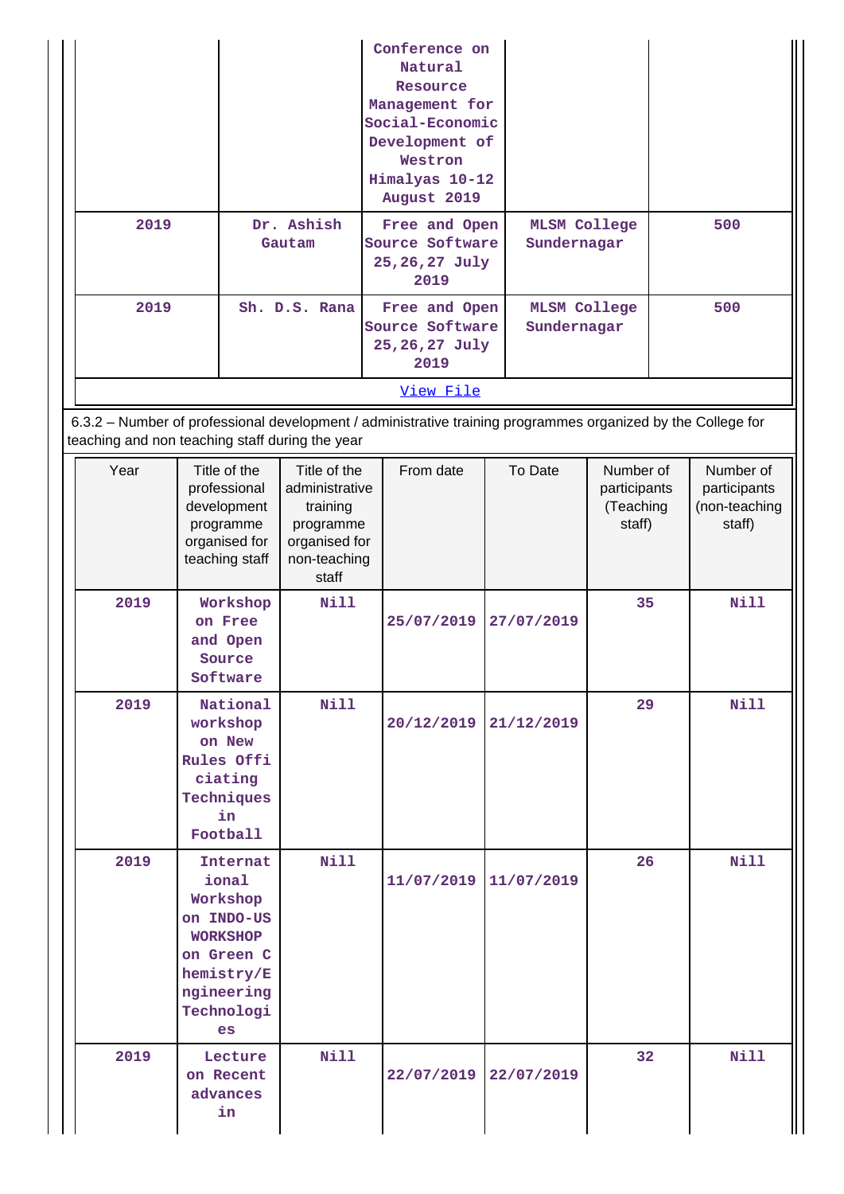| | | | | |
|---|---|---|---|---|
| | | Conference on Natural Resource Management for Social-Economic Development of Westron Himalyas 10-12 August 2019 | | |
| 2019 | Dr. Ashish Gautam | Free and Open Source Software 25,26,27 July 2019 | MLSM College Sundernagar | 500 |
| 2019 | Sh. D.S. Rana | Free and Open Source Software 25,26,27 July 2019 | MLSM College Sundernagar | 500 |

View File

6.3.2 – Number of professional development / administrative training programmes organized by the College for teaching and non teaching staff during the year

| Year | Title of the professional development programme organised for teaching staff | Title of the administrative training programme organised for non-teaching staff | From date | To Date | Number of participants (Teaching staff) | Number of participants (non-teaching staff) |
|---|---|---|---|---|---|---|
| 2019 | Workshop on Free and Open Source Software | Nill | 25/07/2019 | 27/07/2019 | 35 | Nill |
| 2019 | National workshop on New Rules Officiating Techniques in Football | Nill | 20/12/2019 | 21/12/2019 | 29 | Nill |
| 2019 | International Workshop on INDO-US WORKSHOP on Green Chemistry/Engineering Technologies | Nill | 11/07/2019 | 11/07/2019 | 26 | Nill |
| 2019 | Lecture on Recent advances in | Nill | 22/07/2019 | 22/07/2019 | 32 | Nill |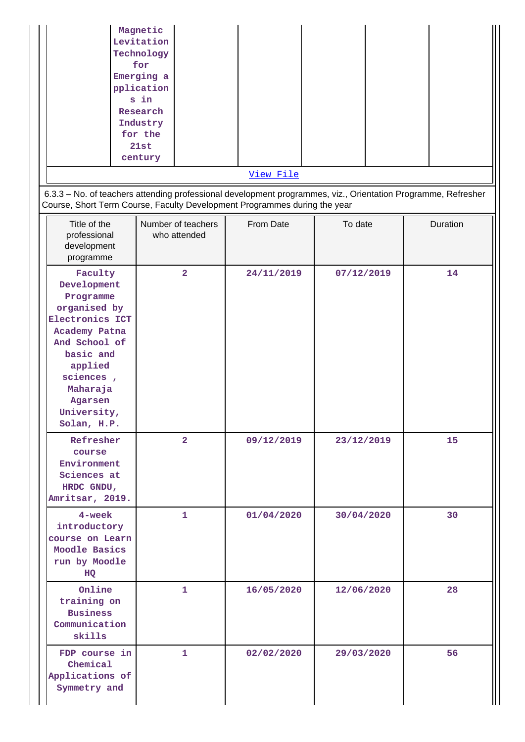| | Magnetic Levitation Technology for Emerging applications in Research Industry for the 21st century | | | | | |
|---|---|---|---|---|---|---|

View File

6.3.3 – No. of teachers attending professional development programmes, viz., Orientation Programme, Refresher Course, Short Term Course, Faculty Development Programmes during the year

| Title of the professional development programme | Number of teachers who attended | From Date | To date | Duration |
|---|---|---|---|---|
| Faculty Development Programme organised by Electronics ICT Academy Patna And School of basic and applied sciences , Maharaja Agarsen University, Solan, H.P. | 2 | 24/11/2019 | 07/12/2019 | 14 |
| Refresher course Environment Sciences at HRDC GNDU, Amritsar, 2019. | 2 | 09/12/2019 | 23/12/2019 | 15 |
| 4-week introductory course on Learn Moodle Basics run by Moodle HQ | 1 | 01/04/2020 | 30/04/2020 | 30 |
| Online training on Business Communication skills | 1 | 16/05/2020 | 12/06/2020 | 28 |
| FDP course in Chemical Applications of Symmetry and | 1 | 02/02/2020 | 29/03/2020 | 56 |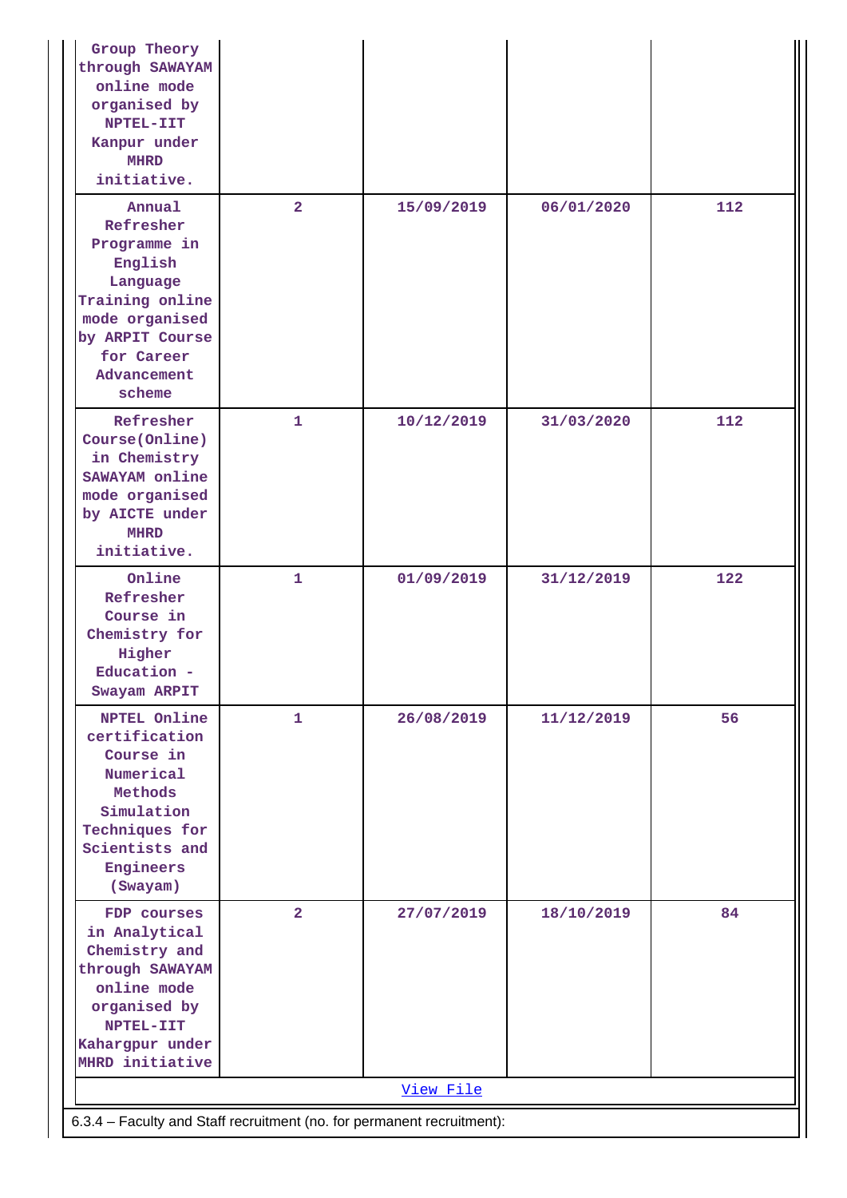| | | | | |
|---|---|---|---|---|
| Group Theory through SAWAYAM online mode organised by NPTEL-IIT Kanpur under MHRD initiative. | | | | |
| Annual Refresher Programme in English Language Training online mode organised by ARPIT Course for Career Advancement scheme | 2 | 15/09/2019 | 06/01/2020 | 112 |
| Refresher Course(Online) in Chemistry SAWAYAM online mode organised by AICTE under MHRD initiative. | 1 | 10/12/2019 | 31/03/2020 | 112 |
| Online Refresher Course in Chemistry for Higher Education - Swayam ARPIT | 1 | 01/09/2019 | 31/12/2019 | 122 |
| NPTEL Online certification Course in Numerical Methods Simulation Techniques for Scientists and Engineers (Swayam) | 1 | 26/08/2019 | 11/12/2019 | 56 |
| FDP courses in Analytical Chemistry and through SAWAYAM online mode organised by NPTEL-IIT Kahargpur under MHRD initiative | 2 | 27/07/2019 | 18/10/2019 | 84 |
| | | View File | | |

6.3.4 – Faculty and Staff recruitment (no. for permanent recruitment):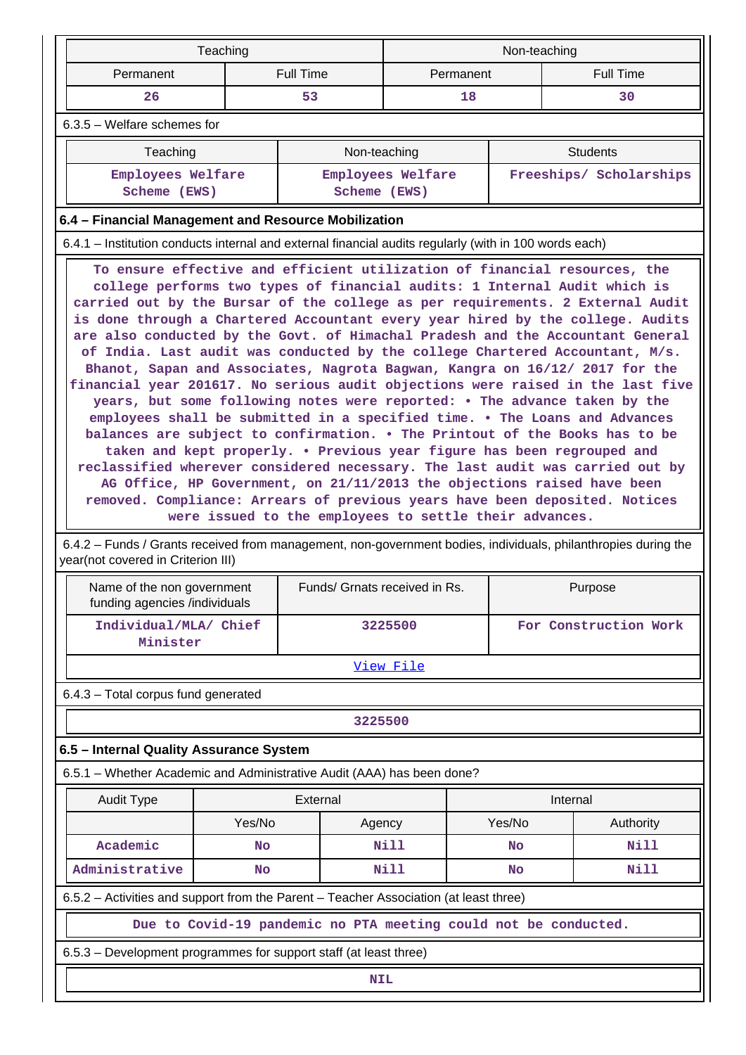| Teaching | | Non-teaching | |
|---|---|---|---|
| Permanent | Full Time | Permanent | Full Time |
| 26 | 53 | 18 | 30 |

6.3.5 – Welfare schemes for

| Teaching | Non-teaching | Students |
|---|---|---|
| Employees Welfare Scheme (EWS) | Employees Welfare Scheme (EWS) | Freeships/ Scholarships |

### 6.4 – Financial Management and Resource Mobilization

6.4.1 – Institution conducts internal and external financial audits regularly (with in 100 words each)

To ensure effective and efficient utilization of financial resources, the college performs two types of financial audits: 1 Internal Audit which is carried out by the Bursar of the college as per requirements. 2 External Audit is done through a Chartered Accountant every year hired by the college. Audits are also conducted by the Govt. of Himachal Pradesh and the Accountant General of India. Last audit was conducted by the college Chartered Accountant, M/s. Bhanot, Sapan and Associates, Nagrota Bagwan, Kangra on 16/12/ 2017 for the financial year 201617. No serious audit objections were raised in the last five years, but some following notes were reported: • The advance taken by the employees shall be submitted in a specified time. • The Loans and Advances balances are subject to confirmation. • The Printout of the Books has to be taken and kept properly. • Previous year figure has been regrouped and reclassified wherever considered necessary. The last audit was carried out by AG Office, HP Government, on 21/11/2013 the objections raised have been removed. Compliance: Arrears of previous years have been deposited. Notices were issued to the employees to settle their advances.

6.4.2 – Funds / Grants received from management, non-government bodies, individuals, philanthropies during the year(not covered in Criterion III)

| Name of the non government funding agencies /individuals | Funds/ Grnats received in Rs. | Purpose |
|---|---|---|
| Individual/MLA/ Chief Minister | 3225500 | For Construction Work |
| | View File | |

6.4.3 – Total corpus fund generated

3225500

### 6.5 – Internal Quality Assurance System

6.5.1 – Whether Academic and Administrative Audit (AAA) has been done?

| Audit Type | External | | Internal | |
|---|---|---|---|---|
| | Yes/No | Agency | Yes/No | Authority |
| Academic | No | Nill | No | Nill |
| Administrative | No | Nill | No | Nill |

6.5.2 – Activities and support from the Parent – Teacher Association (at least three)

Due to Covid-19 pandemic no PTA meeting could not be conducted.

6.5.3 – Development programmes for support staff (at least three)

NIL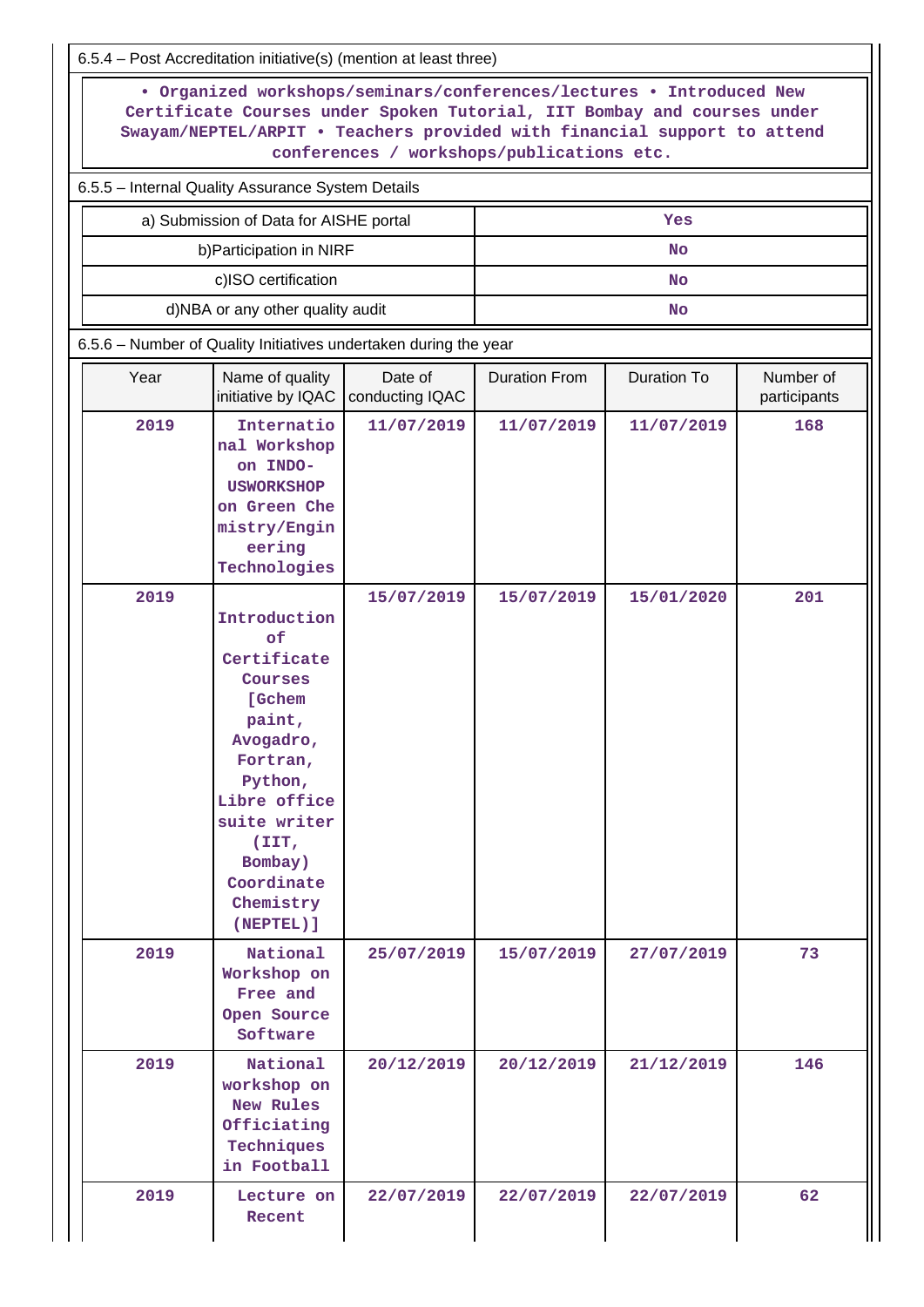6.5.4 – Post Accreditation initiative(s) (mention at least three)

| |
|---|
| • Organized workshops/seminars/conferences/lectures • Introduced New Certificate Courses under Spoken Tutorial, IIT Bombay and courses under Swayam/NEPTEL/ARPIT • Teachers provided with financial support to attend conferences / workshops/publications etc. |

6.5.5 – Internal Quality Assurance System Details

| | |
|---|---|
| a) Submission of Data for AISHE portal | Yes |
| b)Participation in NIRF | No |
| c)ISO certification | No |
| d)NBA or any other quality audit | No |

6.5.6 – Number of Quality Initiatives undertaken during the year

| Year | Name of quality initiative by IQAC | Date of conducting IQAC | Duration From | Duration To | Number of participants |
|---|---|---|---|---|---|
| 2019 | International Workshop on INDO-USWORKSHOP on Green Chemistry/Engineering Technologies | 11/07/2019 | 11/07/2019 | 11/07/2019 | 168 |
| 2019 | Introduction of Certificate Courses [Gchem paint, Avogadro, Fortran, Python, Libre office suite writer (IIT, Bombay) Coordinate Chemistry (NEPTEL)] | 15/07/2019 | 15/07/2019 | 15/01/2020 | 201 |
| 2019 | National Workshop on Free and Open Source Software | 25/07/2019 | 15/07/2019 | 27/07/2019 | 73 |
| 2019 | National workshop on New Rules Officiating Techniques in Football | 20/12/2019 | 20/12/2019 | 21/12/2019 | 146 |
| 2019 | Lecture on Recent | 22/07/2019 | 22/07/2019 | 22/07/2019 | 62 |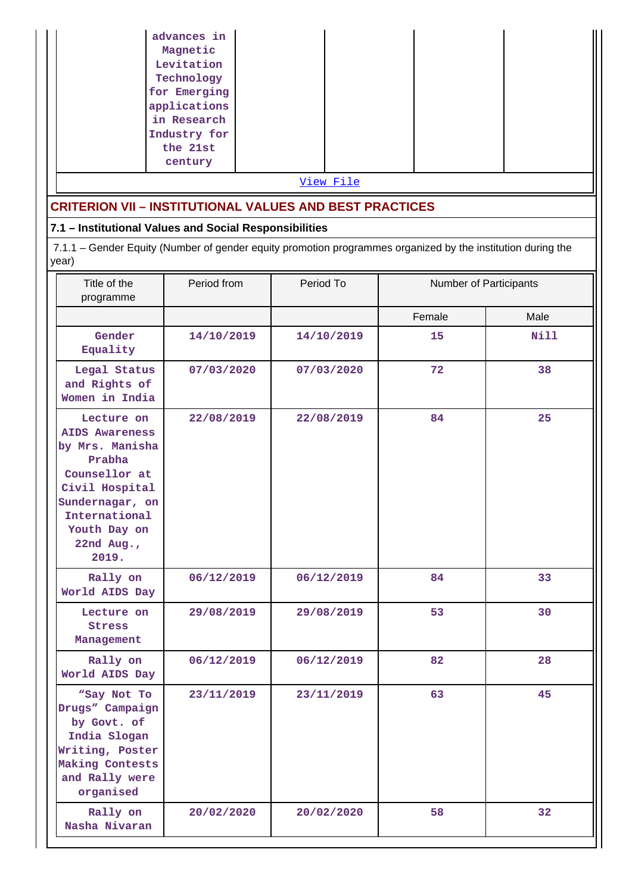| | | | | | |
|---|---|---|---|---|---|
| | advances in Magnetic Levitation Technology for Emerging applications in Research Industry for the 21st century | | | | |

[View File](#)

## CRITERION VII – INSTITUTIONAL VALUES AND BEST PRACTICES

### 7.1 – Institutional Values and Social Responsibilities

7.1.1 – Gender Equity (Number of gender equity promotion programmes organized by the institution during the year)

| Title of the programme | Period from | Period To | Number of Participants | |
|---|---|---|---|---|
| | | | Female | Male |
| Gender Equality | 14/10/2019 | 14/10/2019 | 15 | Nill |
| Legal Status and Rights of Women in India | 07/03/2020 | 07/03/2020 | 72 | 38 |
| Lecture on AIDS Awareness by Mrs. Manisha Prabha Counsellor at Civil Hospital Sundernagar, on International Youth Day on 22nd Aug., 2019. | 22/08/2019 | 22/08/2019 | 84 | 25 |
| Rally on World AIDS Day | 06/12/2019 | 06/12/2019 | 84 | 33 |
| Lecture on Stress Management | 29/08/2019 | 29/08/2019 | 53 | 30 |
| Rally on World AIDS Day | 06/12/2019 | 06/12/2019 | 82 | 28 |
| "Say Not To Drugs" Campaign by Govt. of India Slogan Writing, Poster Making Contests and Rally were organised | 23/11/2019 | 23/11/2019 | 63 | 45 |
| Rally on Nasha Nivaran | 20/02/2020 | 20/02/2020 | 58 | 32 |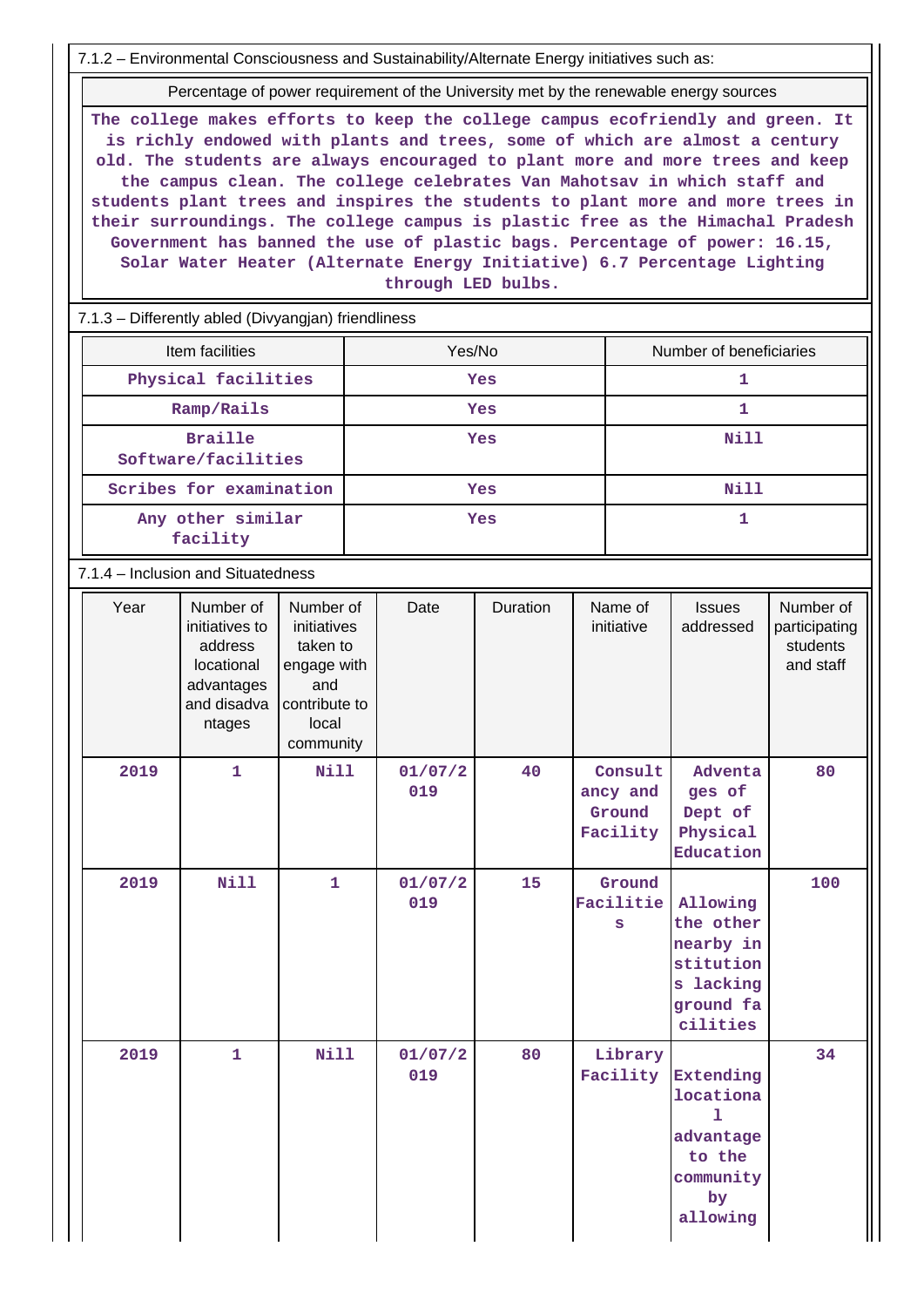7.1.2 – Environmental Consciousness and Sustainability/Alternate Energy initiatives such as:

| Percentage of power requirement of the University met by the renewable energy sources |
|---|
| The college makes efforts to keep the college campus ecofriendly and green. It is richly endowed with plants and trees, some of which are almost a century old. The students are always encouraged to plant more and more trees and keep the campus clean. The college celebrates Van Mahotsav in which staff and students plant trees and inspires the students to plant more and more trees in their surroundings. The college campus is plastic free as the Himachal Pradesh Government has banned the use of plastic bags. Percentage of power: 16.15, Solar Water Heater (Alternate Energy Initiative) 6.7 Percentage Lighting through LED bulbs. |

7.1.3 – Differently abled (Divyangjan) friendliness

| Item facilities | Yes/No | Number of beneficiaries |
|---|---|---|
| Physical facilities | Yes | 1 |
| Ramp/Rails | Yes | 1 |
| Braille Software/facilities | Yes | Nill |
| Scribes for examination | Yes | Nill |
| Any other similar facility | Yes | 1 |

7.1.4 – Inclusion and Situatedness

| Year | Number of initiatives to address locational advantages and disadvantages | Number of initiatives taken to engage with and contribute to local community | Date | Duration | Name of initiative | Issues addressed | Number of participating students and staff |
|---|---|---|---|---|---|---|---|
| 2019 | 1 | Nill | 01/07/2019 | 40 | Consultancy and Ground Facility | Adventages of Dept of Physical Education | 80 |
| 2019 | Nill | 1 | 01/07/2019 | 15 | Ground Facilities | Allowing the other nearby institutions lacking ground facilities | 100 |
| 2019 | 1 | Nill | 01/07/2019 | 80 | Library Facility | Extending locational advantage to the community by allowing | 34 |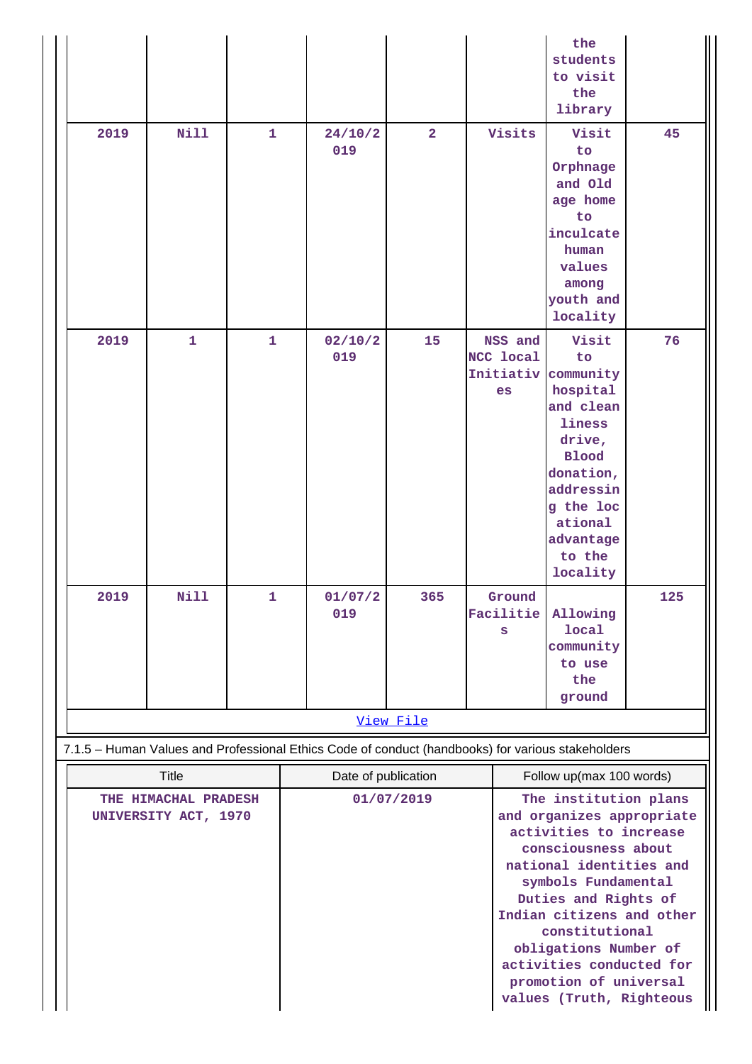| | | | | | | | |
|---|---|---|---|---|---|---|---|
| | | | | | | the students to visit the library | |
| 2019 | Nill | 1 | 24/10/2019 | 2 | Visits | Visit to Orphnage and Old age home to inculcate human values among youth and locality | 45 |
| 2019 | 1 | 1 | 02/10/2019 | 15 | NSS and NCC local Initiatives | Visit to community hospital and cleanliness drive, Blood donation, addressing the locational advantage to the locality | 76 |
| 2019 | Nill | 1 | 01/07/2019 | 365 | Ground Facilities | Allowing local community to use the ground | 125 |

View File

7.1.5 – Human Values and Professional Ethics Code of conduct (handbooks) for various stakeholders

| Title | Date of publication | Follow up(max 100 words) |
|---|---|---|
| THE HIMACHAL PRADESH UNIVERSITY ACT, 1970 | 01/07/2019 | The institution plans and organizes appropriate activities to increase consciousness about national identities and symbols Fundamental Duties and Rights of Indian citizens and other constitutional obligations Number of activities conducted for promotion of universal values (Truth, Righteous |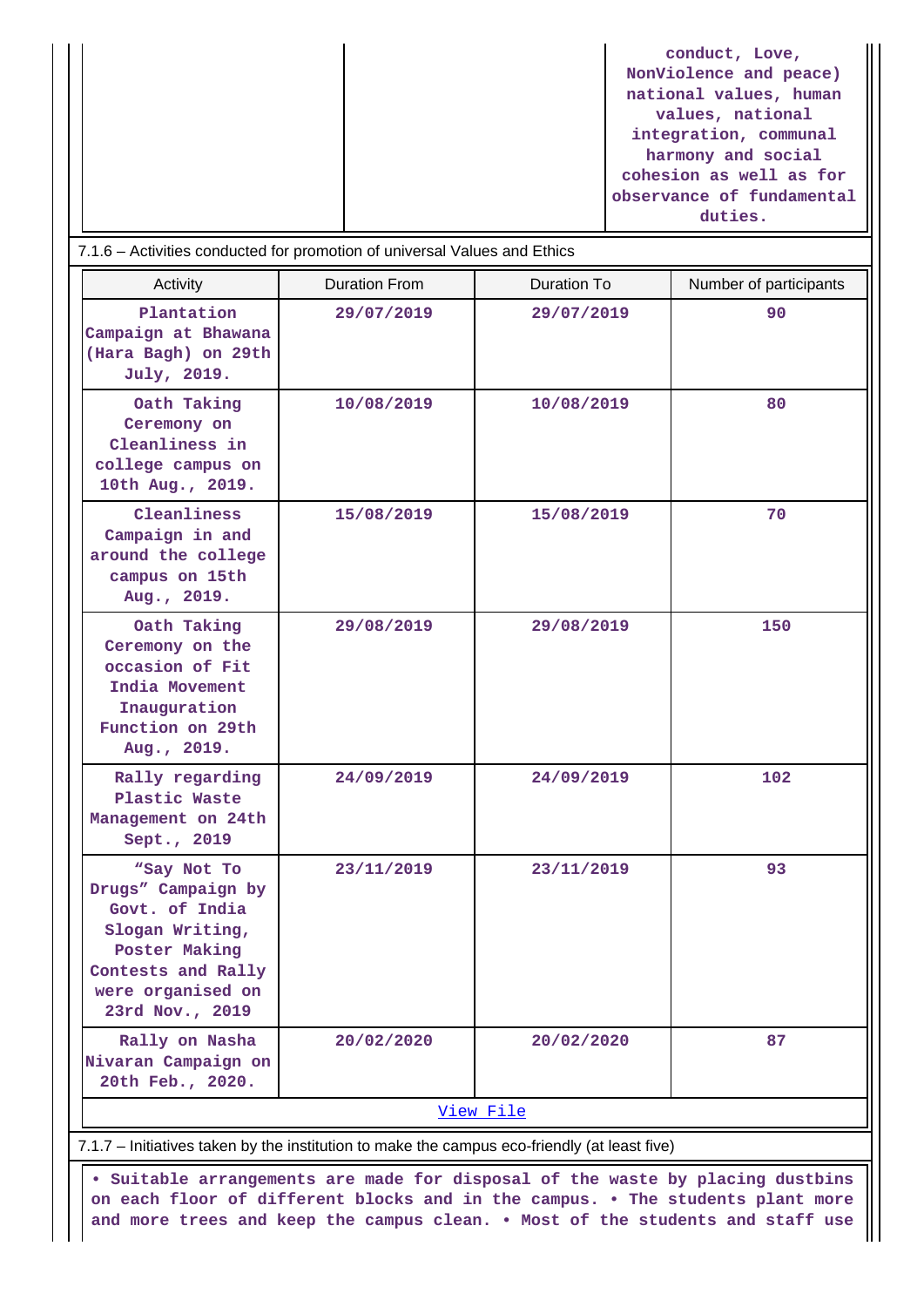| | | |
|---|---|---|
| | | conduct, Love, NonViolence and peace) national values, human values, national integration, communal harmony and social cohesion as well as for observance of fundamental duties. |

7.1.6 – Activities conducted for promotion of universal Values and Ethics

| Activity | Duration From | Duration To | Number of participants |
|---|---|---|---|
| Plantation Campaign at Bhawana (Hara Bagh) on 29th July, 2019. | 29/07/2019 | 29/07/2019 | 90 |
| Oath Taking Ceremony on Cleanliness in college campus on 10th Aug., 2019. | 10/08/2019 | 10/08/2019 | 80 |
| Cleanliness Campaign in and around the college campus on 15th Aug., 2019. | 15/08/2019 | 15/08/2019 | 70 |
| Oath Taking Ceremony on the occasion of Fit India Movement Inauguration Function on 29th Aug., 2019. | 29/08/2019 | 29/08/2019 | 150 |
| Rally regarding Plastic Waste Management on 24th Sept., 2019 | 24/09/2019 | 24/09/2019 | 102 |
| “Say Not To Drugs” Campaign by Govt. of India Slogan Writing, Poster Making Contests and Rally were organised on 23rd Nov., 2019 | 23/11/2019 | 23/11/2019 | 93 |
| Rally on Nasha Nivaran Campaign on 20th Feb., 2020. | 20/02/2020 | 20/02/2020 | 87 |

View File

7.1.7 – Initiatives taken by the institution to make the campus eco-friendly (at least five)

• Suitable arrangements are made for disposal of the waste by placing dustbins on each floor of different blocks and in the campus. • The students plant more and more trees and keep the campus clean. • Most of the students and staff use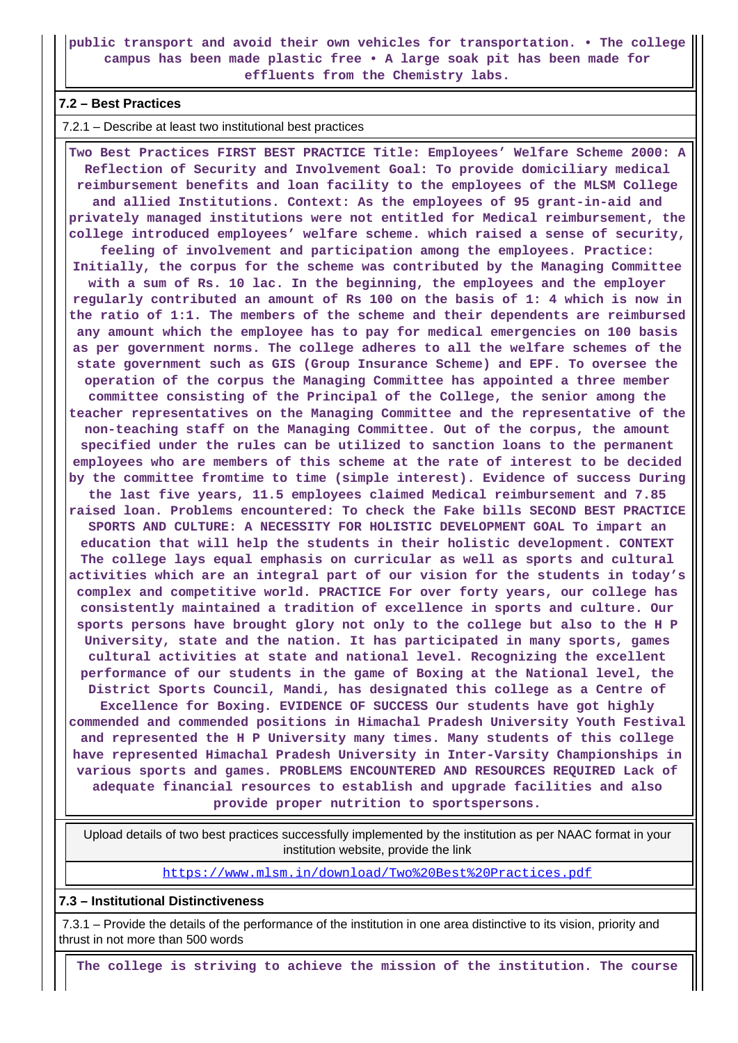public transport and avoid their own vehicles for transportation. • The college campus has been made plastic free • A large soak pit has been made for effluents from the Chemistry labs.

## 7.2 – Best Practices

7.2.1 – Describe at least two institutional best practices

**Two Best Practices FIRST BEST PRACTICE Title: Employees' Welfare Scheme 2000: A Reflection of Security and Involvement Goal: To provide domiciliary medical reimbursement benefits and loan facility to the employees of the MLSM College and allied Institutions. Context: As the employees of 95 grant-in-aid and privately managed institutions were not entitled for Medical reimbursement, the college introduced employees' welfare scheme. which raised a sense of security, feeling of involvement and participation among the employees. Practice: Initially, the corpus for the scheme was contributed by the Managing Committee with a sum of Rs. 10 lac. In the beginning, the employees and the employer regularly contributed an amount of Rs 100 on the basis of 1: 4 which is now in the ratio of 1:1. The members of the scheme and their dependents are reimbursed any amount which the employee has to pay for medical emergencies on 100 basis as per government norms. The college adheres to all the welfare schemes of the state government such as GIS (Group Insurance Scheme) and EPF. To oversee the operation of the corpus the Managing Committee has appointed a three member committee consisting of the Principal of the College, the senior among the teacher representatives on the Managing Committee and the representative of the non-teaching staff on the Managing Committee. Out of the corpus, the amount specified under the rules can be utilized to sanction loans to the permanent employees who are members of this scheme at the rate of interest to be decided by the committee fromtime to time (simple interest). Evidence of success During the last five years, 11.5 employees claimed Medical reimbursement and 7.85 raised loan. Problems encountered: To check the Fake bills SECOND BEST PRACTICE SPORTS AND CULTURE: A NECESSITY FOR HOLISTIC DEVELOPMENT GOAL To impart an education that will help the students in their holistic development. CONTEXT The college lays equal emphasis on curricular as well as sports and cultural activities which are an integral part of our vision for the students in today's complex and competitive world. PRACTICE For over forty years, our college has consistently maintained a tradition of excellence in sports and culture. Our sports persons have brought glory not only to the college but also to the H P University, state and the nation. It has participated in many sports, games cultural activities at state and national level. Recognizing the excellent performance of our students in the game of Boxing at the National level, the District Sports Council, Mandi, has designated this college as a Centre of Excellence for Boxing. EVIDENCE OF SUCCESS Our students have got highly commended and commended positions in Himachal Pradesh University Youth Festival and represented the H P University many times. Many students of this college have represented Himachal Pradesh University in Inter-Varsity Championships in various sports and games. PROBLEMS ENCOUNTERED AND RESOURCES REQUIRED Lack of adequate financial resources to establish and upgrade facilities and also provide proper nutrition to sportspersons.**

| Upload details of two best practices successfully implemented by the institution as per NAAC format in your institution website, provide the link |
|---|
| https://www.mlsm.in/download/Two%20Best%20Practices.pdf |

## 7.3 – Institutional Distinctiveness

7.3.1 – Provide the details of the performance of the institution in one area distinctive to its vision, priority and thrust in not more than 500 words

**The college is striving to achieve the mission of the institution. The course**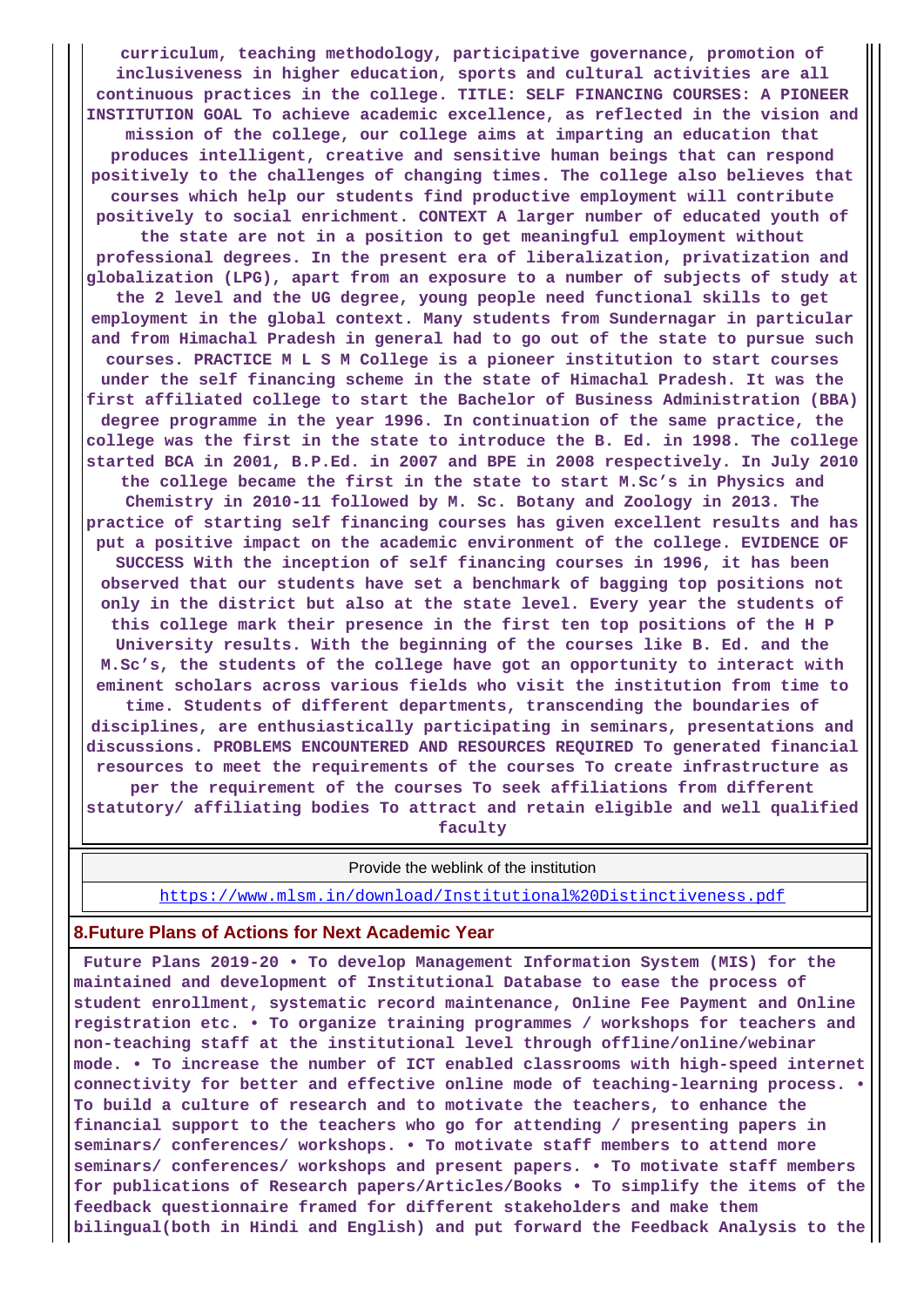curriculum, teaching methodology, participative governance, promotion of inclusiveness in higher education, sports and cultural activities are all continuous practices in the college. TITLE: SELF FINANCING COURSES: A PIONEER INSTITUTION GOAL To achieve academic excellence, as reflected in the vision and mission of the college, our college aims at imparting an education that produces intelligent, creative and sensitive human beings that can respond positively to the challenges of changing times. The college also believes that courses which help our students find productive employment will contribute positively to social enrichment. CONTEXT A larger number of educated youth of the state are not in a position to get meaningful employment without professional degrees. In the present era of liberalization, privatization and globalization (LPG), apart from an exposure to a number of subjects of study at the 2 level and the UG degree, young people need functional skills to get employment in the global context. Many students from Sundernagar in particular and from Himachal Pradesh in general had to go out of the state to pursue such courses. PRACTICE M L S M College is a pioneer institution to start courses under the self financing scheme in the state of Himachal Pradesh. It was the first affiliated college to start the Bachelor of Business Administration (BBA) degree programme in the year 1996. In continuation of the same practice, the college was the first in the state to introduce the B. Ed. in 1998. The college started BCA in 2001, B.P.Ed. in 2007 and BPE in 2008 respectively. In July 2010 the college became the first in the state to start M.Sc's in Physics and Chemistry in 2010-11 followed by M. Sc. Botany and Zoology in 2013. The practice of starting self financing courses has given excellent results and has put a positive impact on the academic environment of the college. EVIDENCE OF SUCCESS With the inception of self financing courses in 1996, it has been observed that our students have set a benchmark of bagging top positions not only in the district but also at the state level. Every year the students of this college mark their presence in the first ten top positions of the H P University results. With the beginning of the courses like B. Ed. and the M.Sc's, the students of the college have got an opportunity to interact with eminent scholars across various fields who visit the institution from time to time. Students of different departments, transcending the boundaries of disciplines, are enthusiastically participating in seminars, presentations and discussions. PROBLEMS ENCOUNTERED AND RESOURCES REQUIRED To generated financial resources to meet the requirements of the courses To create infrastructure as per the requirement of the courses To seek affiliations from different statutory/ affiliating bodies To attract and retain eligible and well qualified faculty

| Provide the weblink of the institution |
|---|
| https://www.mlsm.in/download/Institutional%20Distinctiveness.pdf |

## 8.Future Plans of Actions for Next Academic Year

Future Plans 2019-20 • To develop Management Information System (MIS) for the maintained and development of Institutional Database to ease the process of student enrollment, systematic record maintenance, Online Fee Payment and Online registration etc. • To organize training programmes / workshops for teachers and non-teaching staff at the institutional level through offline/online/webinar mode. • To increase the number of ICT enabled classrooms with high-speed internet connectivity for better and effective online mode of teaching-learning process. • To build a culture of research and to motivate the teachers, to enhance the financial support to the teachers who go for attending / presenting papers in seminars/ conferences/ workshops. • To motivate staff members to attend more seminars/ conferences/ workshops and present papers. • To motivate staff members for publications of Research papers/Articles/Books • To simplify the items of the feedback questionnaire framed for different stakeholders and make them bilingual(both in Hindi and English) and put forward the Feedback Analysis to the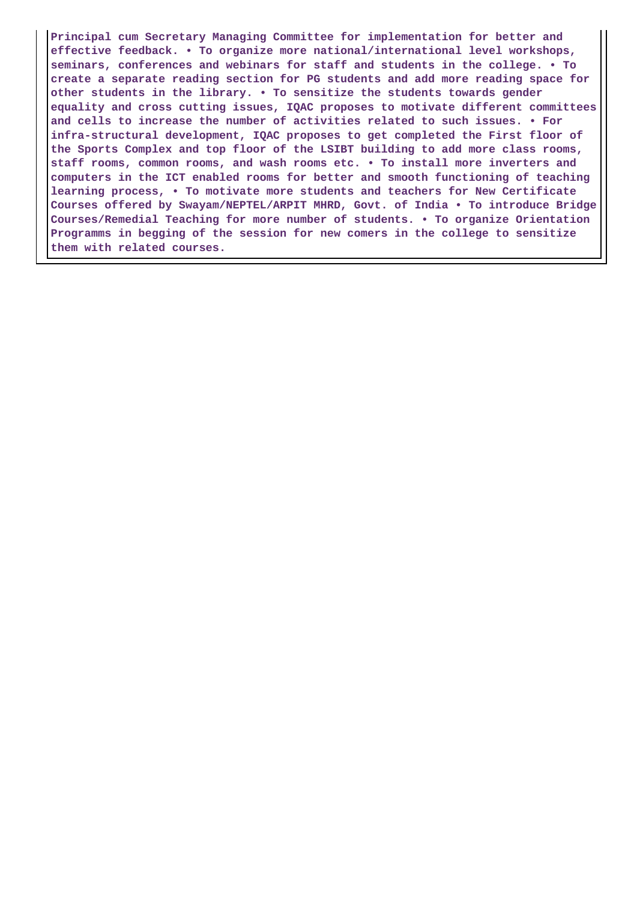**Principal cum Secretary Managing Committee for implementation for better and effective feedback. • To organize more national/international level workshops, seminars, conferences and webinars for staff and students in the college. • To create a separate reading section for PG students and add more reading space for other students in the library. • To sensitize the students towards gender equality and cross cutting issues, IQAC proposes to motivate different committees and cells to increase the number of activities related to such issues. • For infra-structural development, IQAC proposes to get completed the First floor of the Sports Complex and top floor of the LSIBT building to add more class rooms, staff rooms, common rooms, and wash rooms etc. • To install more inverters and computers in the ICT enabled rooms for better and smooth functioning of teaching learning process, • To motivate more students and teachers for New Certificate Courses offered by Swayam/NEPTEL/ARPIT MHRD, Govt. of India • To introduce Bridge Courses/Remedial Teaching for more number of students. • To organize Orientation Programms in begging of the session for new comers in the college to sensitize them with related courses.**